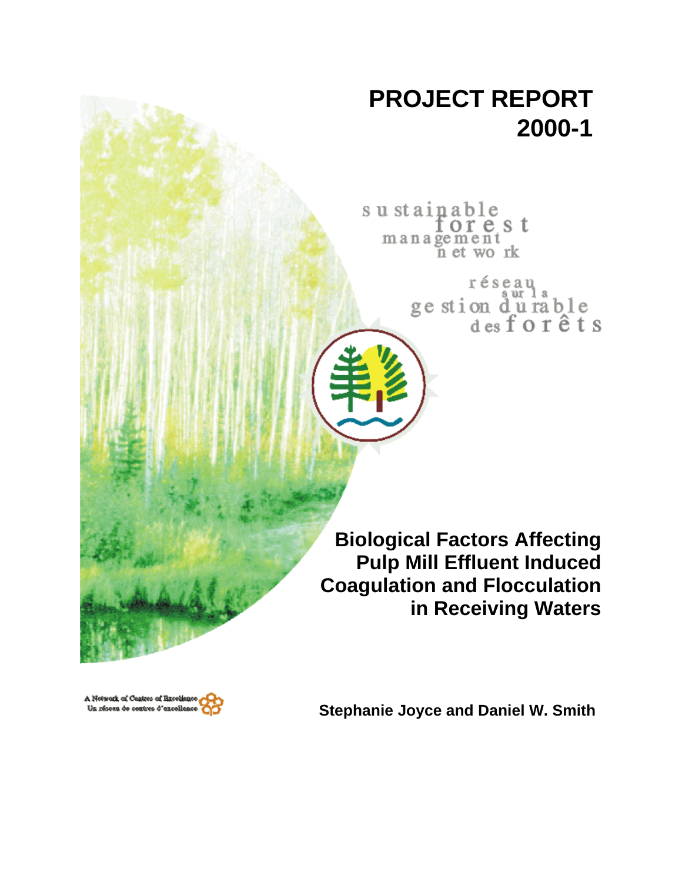# PROJECT REPORT 2000-1

sustainable forest management network

réseau sur la gestion durable des forêts

## Biological Factors Affecting Pulp Mill Effluent Induced Coagulation and Flocculation in Receiving Waters

A Network of Centres of Excellence
Un réseau de centres d'excellence

**Stephanie Joyce and Daniel W. Smith**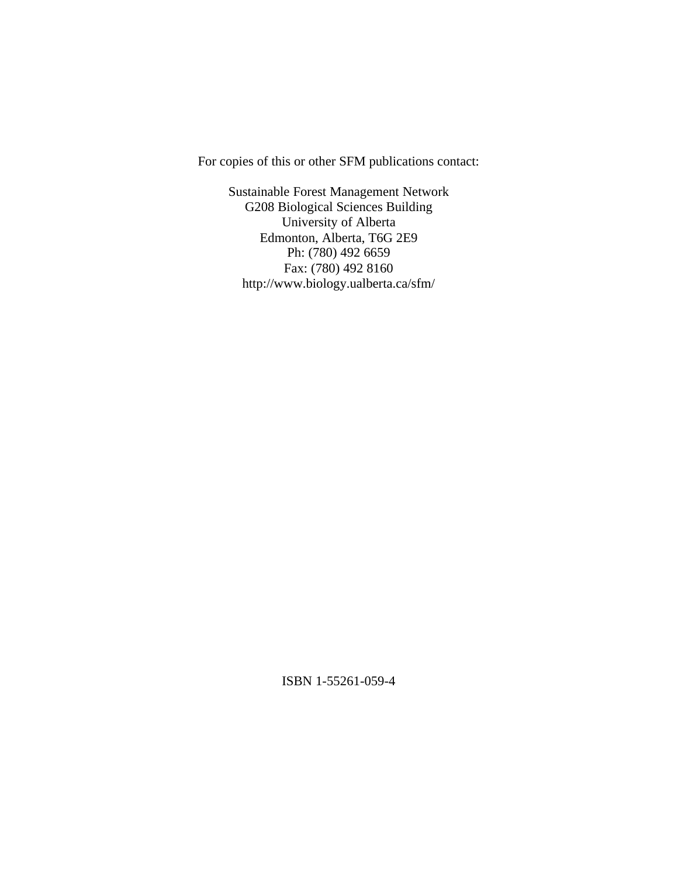For copies of this or other SFM publications contact:

Sustainable Forest Management Network
G208 Biological Sciences Building
University of Alberta
Edmonton, Alberta, T6G 2E9
Ph: (780) 492 6659
Fax: (780) 492 8160
http://www.biology.ualberta.ca/sfm/

ISBN 1-55261-059-4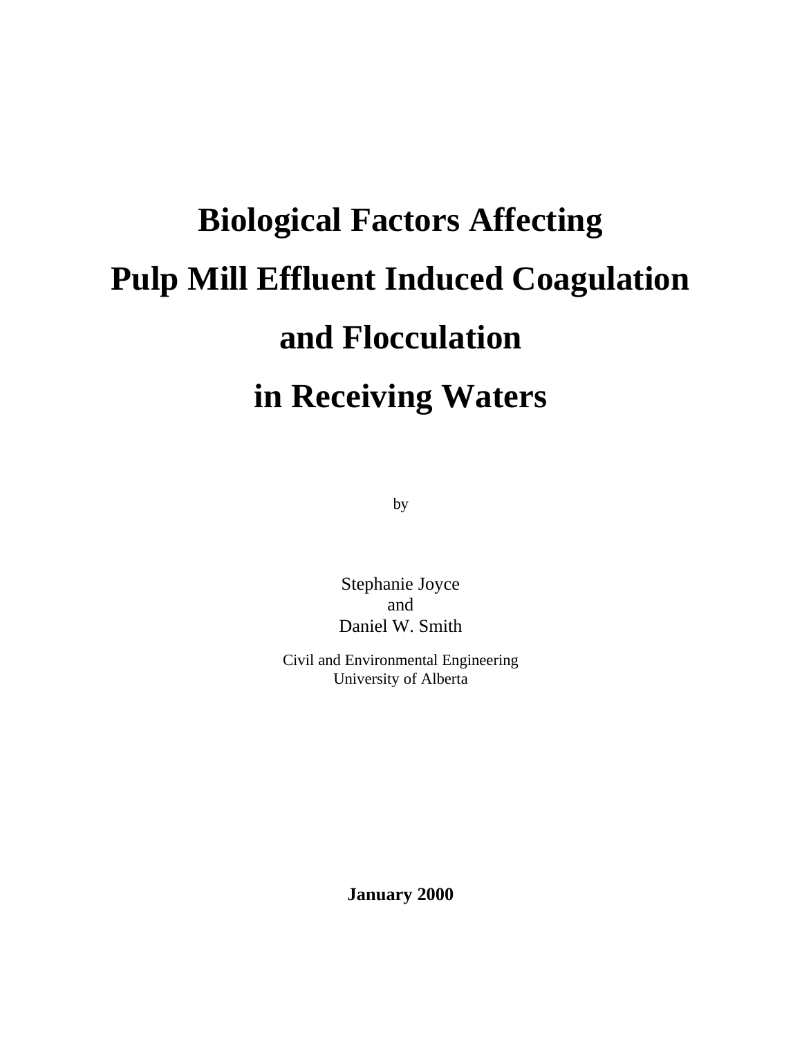# Biological Factors Affecting Pulp Mill Effluent Induced Coagulation and Flocculation in Receiving Waters

by

Stephanie Joyce
and
Daniel W. Smith

Civil and Environmental Engineering
University of Alberta

**January 2000**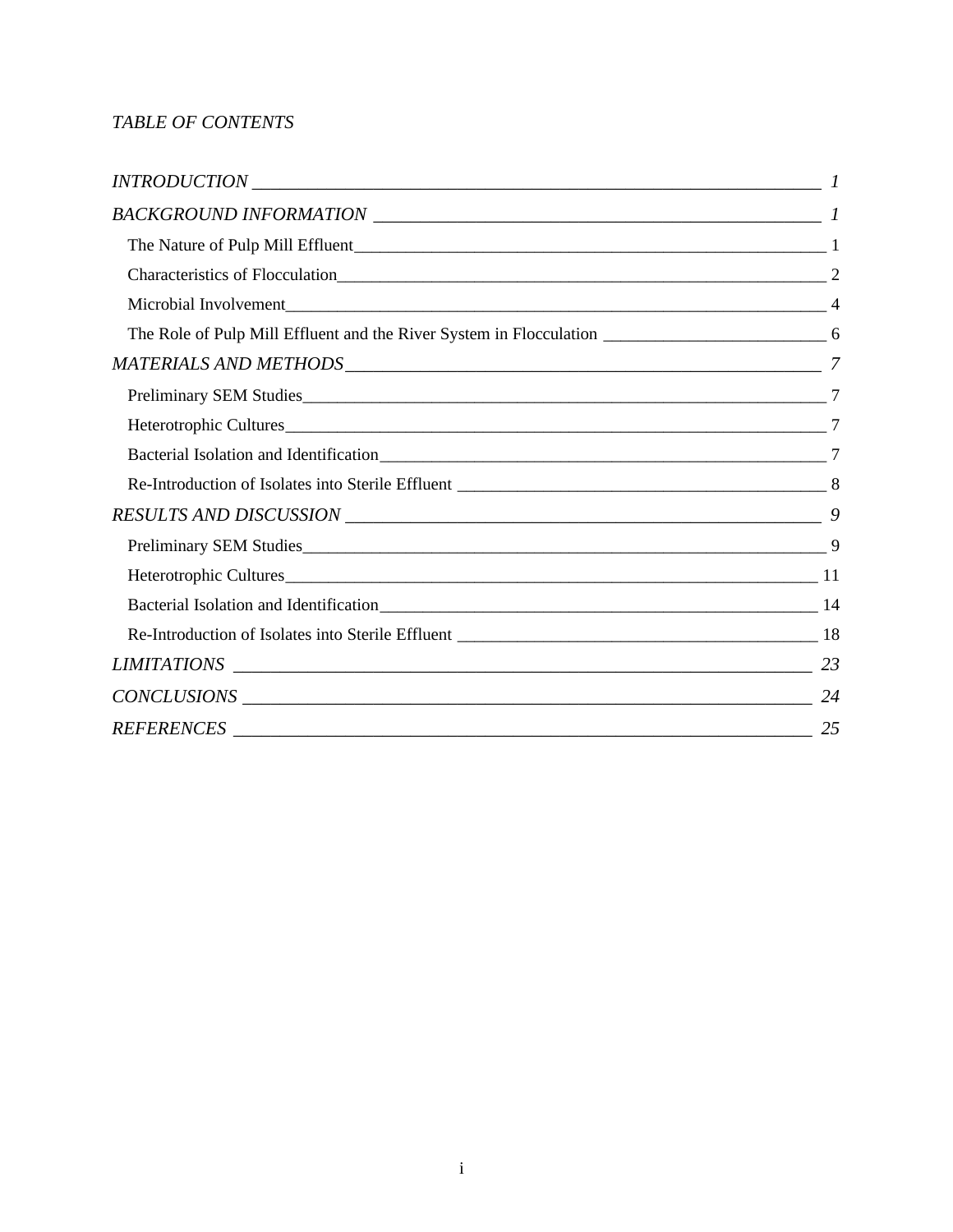*TABLE OF CONTENTS*

*INTRODUCTION* 1

*BACKGROUND INFORMATION* 1

- The Nature of Pulp Mill Effluent 1
- Characteristics of Flocculation 2
- Microbial Involvement 4
- The Role of Pulp Mill Effluent and the River System in Flocculation 6

*MATERIALS AND METHODS* 7

- Preliminary SEM Studies 7
- Heterotrophic Cultures 7
- Bacterial Isolation and Identification 7
- Re-Introduction of Isolates into Sterile Effluent 8

*RESULTS AND DISCUSSION* 9

- Preliminary SEM Studies 9
- Heterotrophic Cultures 11
- Bacterial Isolation and Identification 14
- Re-Introduction of Isolates into Sterile Effluent 18

*LIMITATIONS* 23

*CONCLUSIONS* 24

*REFERENCES* 25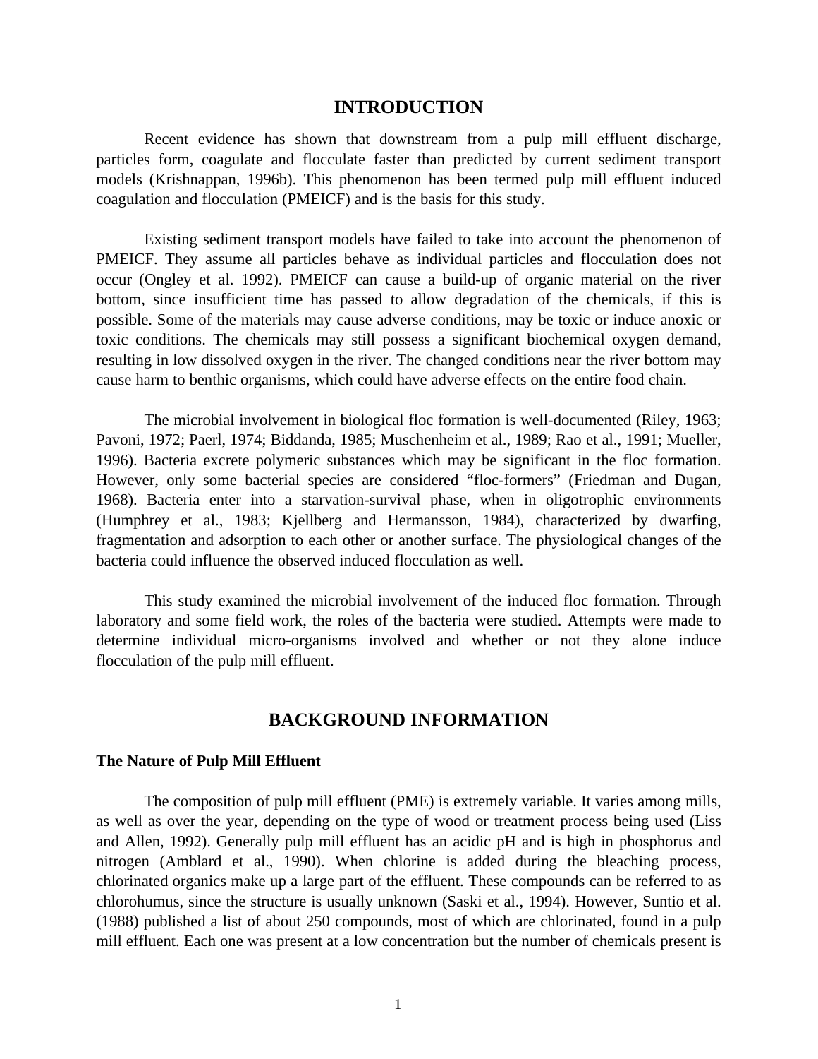# INTRODUCTION

Recent evidence has shown that downstream from a pulp mill effluent discharge, particles form, coagulate and flocculate faster than predicted by current sediment transport models (Krishnappan, 1996b). This phenomenon has been termed pulp mill effluent induced coagulation and flocculation (PMEICF) and is the basis for this study.

Existing sediment transport models have failed to take into account the phenomenon of PMEICF. They assume all particles behave as individual particles and flocculation does not occur (Ongley et al. 1992). PMEICF can cause a build-up of organic material on the river bottom, since insufficient time has passed to allow degradation of the chemicals, if this is possible. Some of the materials may cause adverse conditions, may be toxic or induce anoxic or toxic conditions. The chemicals may still possess a significant biochemical oxygen demand, resulting in low dissolved oxygen in the river. The changed conditions near the river bottom may cause harm to benthic organisms, which could have adverse effects on the entire food chain.

The microbial involvement in biological floc formation is well-documented (Riley, 1963; Pavoni, 1972; Paerl, 1974; Biddanda, 1985; Muschenheim et al., 1989; Rao et al., 1991; Mueller, 1996). Bacteria excrete polymeric substances which may be significant in the floc formation. However, only some bacterial species are considered "floc-formers" (Friedman and Dugan, 1968). Bacteria enter into a starvation-survival phase, when in oligotrophic environments (Humphrey et al., 1983; Kjellberg and Hermansson, 1984), characterized by dwarfing, fragmentation and adsorption to each other or another surface. The physiological changes of the bacteria could influence the observed induced flocculation as well.

This study examined the microbial involvement of the induced floc formation. Through laboratory and some field work, the roles of the bacteria were studied. Attempts were made to determine individual micro-organisms involved and whether or not they alone induce flocculation of the pulp mill effluent.

# BACKGROUND INFORMATION

### The Nature of Pulp Mill Effluent

The composition of pulp mill effluent (PME) is extremely variable. It varies among mills, as well as over the year, depending on the type of wood or treatment process being used (Liss and Allen, 1992). Generally pulp mill effluent has an acidic pH and is high in phosphorus and nitrogen (Amblard et al., 1990). When chlorine is added during the bleaching process, chlorinated organics make up a large part of the effluent. These compounds can be referred to as chlorohumus, since the structure is usually unknown (Saski et al., 1994). However, Suntio et al. (1988) published a list of about 250 compounds, most of which are chlorinated, found in a pulp mill effluent. Each one was present at a low concentration but the number of chemicals present is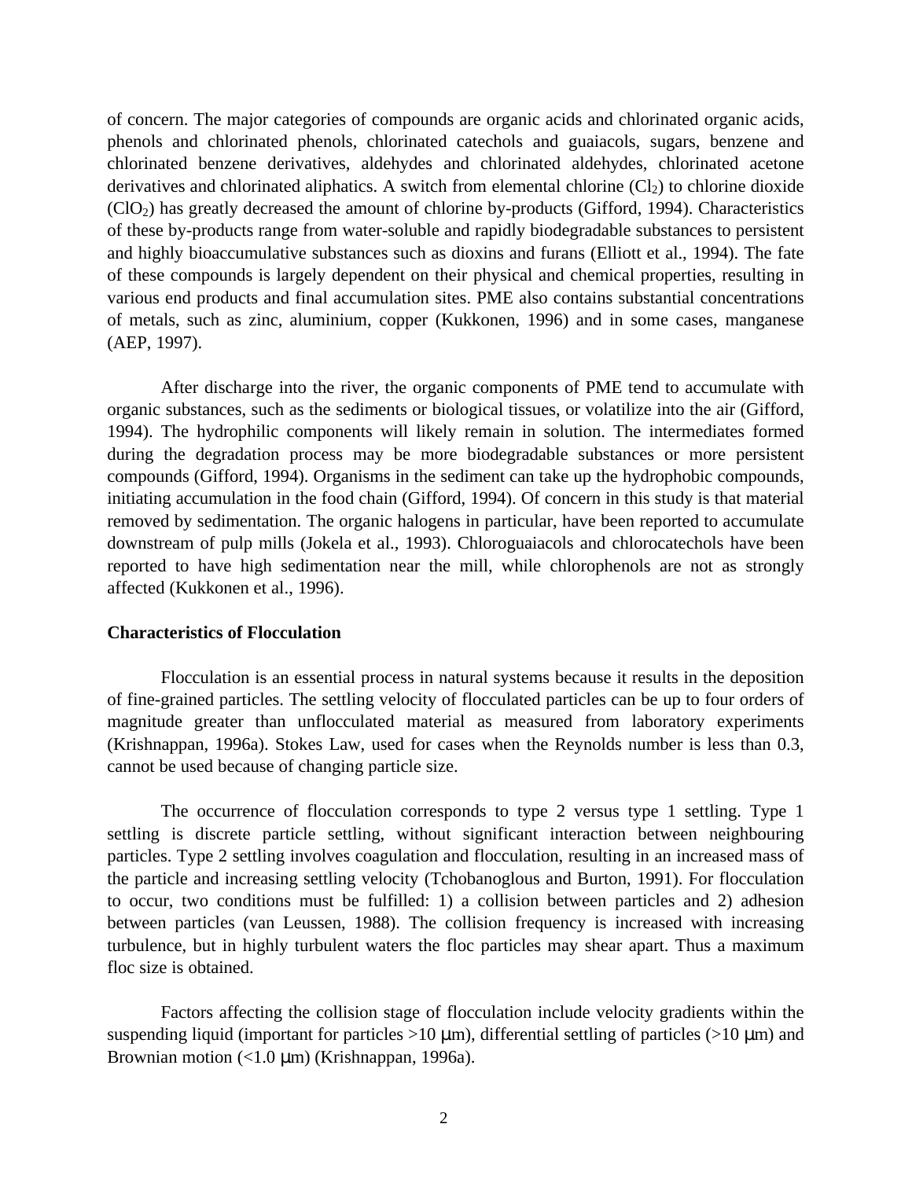of concern. The major categories of compounds are organic acids and chlorinated organic acids, phenols and chlorinated phenols, chlorinated catechols and guaiacols, sugars, benzene and chlorinated benzene derivatives, aldehydes and chlorinated aldehydes, chlorinated acetone derivatives and chlorinated aliphatics. A switch from elemental chlorine ($Cl_2$) to chlorine dioxide ($ClO_2$) has greatly decreased the amount of chlorine by-products (Gifford, 1994). Characteristics of these by-products range from water-soluble and rapidly biodegradable substances to persistent and highly bioaccumulative substances such as dioxins and furans (Elliott et al., 1994). The fate of these compounds is largely dependent on their physical and chemical properties, resulting in various end products and final accumulation sites. PME also contains substantial concentrations of metals, such as zinc, aluminium, copper (Kukkonen, 1996) and in some cases, manganese (AEP, 1997).

After discharge into the river, the organic components of PME tend to accumulate with organic substances, such as the sediments or biological tissues, or volatilize into the air (Gifford, 1994). The hydrophilic components will likely remain in solution. The intermediates formed during the degradation process may be more biodegradable substances or more persistent compounds (Gifford, 1994). Organisms in the sediment can take up the hydrophobic compounds, initiating accumulation in the food chain (Gifford, 1994). Of concern in this study is that material removed by sedimentation. The organic halogens in particular, have been reported to accumulate downstream of pulp mills (Jokela et al., 1993). Chloroguaiacols and chlorocatechols have been reported to have high sedimentation near the mill, while chlorophenols are not as strongly affected (Kukkonen et al., 1996).

**Characteristics of Flocculation**

Flocculation is an essential process in natural systems because it results in the deposition of fine-grained particles. The settling velocity of flocculated particles can be up to four orders of magnitude greater than unflocculated material as measured from laboratory experiments (Krishnappan, 1996a). Stokes Law, used for cases when the Reynolds number is less than 0.3, cannot be used because of changing particle size.

The occurrence of flocculation corresponds to type 2 versus type 1 settling. Type 1 settling is discrete particle settling, without significant interaction between neighbouring particles. Type 2 settling involves coagulation and flocculation, resulting in an increased mass of the particle and increasing settling velocity (Tchobanoglous and Burton, 1991). For flocculation to occur, two conditions must be fulfilled: 1) a collision between particles and 2) adhesion between particles (van Leussen, 1988). The collision frequency is increased with increasing turbulence, but in highly turbulent waters the floc particles may shear apart. Thus a maximum floc size is obtained.

Factors affecting the collision stage of flocculation include velocity gradients within the suspending liquid (important for particles >10 μm), differential settling of particles (>10 μm) and Brownian motion (<1.0 μm) (Krishnappan, 1996a).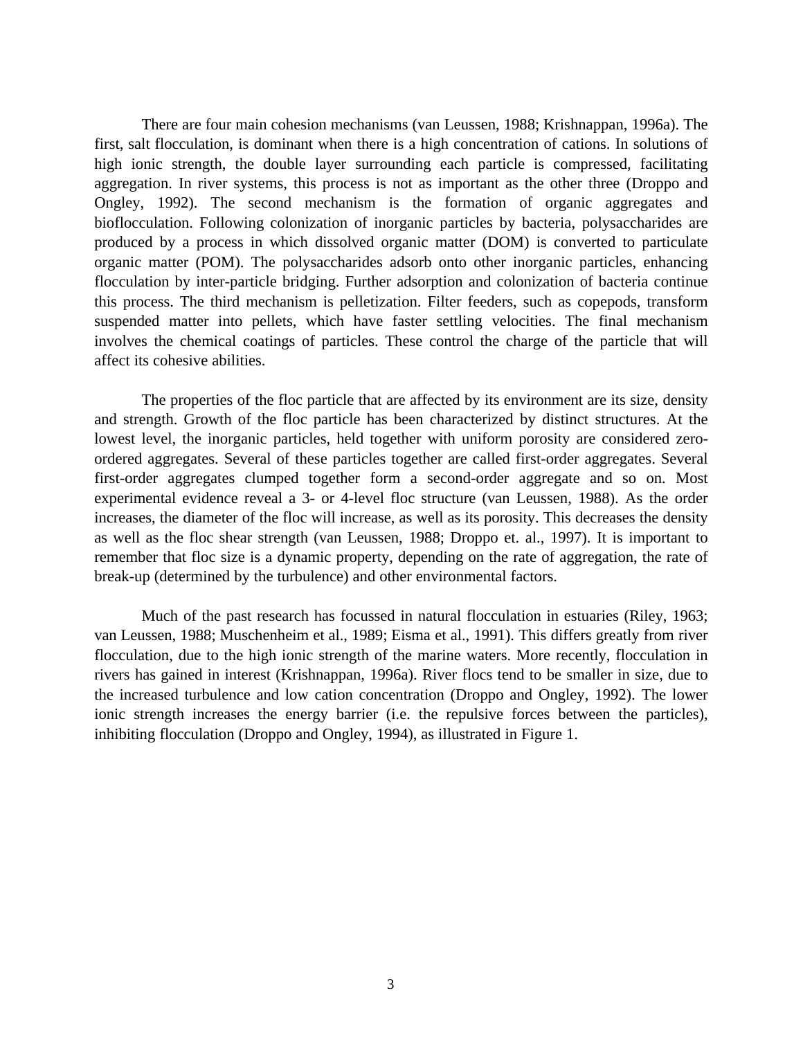There are four main cohesion mechanisms (van Leussen, 1988; Krishnappan, 1996a). The first, salt flocculation, is dominant when there is a high concentration of cations. In solutions of high ionic strength, the double layer surrounding each particle is compressed, facilitating aggregation. In river systems, this process is not as important as the other three (Droppo and Ongley, 1992). The second mechanism is the formation of organic aggregates and bioflocculation. Following colonization of inorganic particles by bacteria, polysaccharides are produced by a process in which dissolved organic matter (DOM) is converted to particulate organic matter (POM). The polysaccharides adsorb onto other inorganic particles, enhancing flocculation by inter-particle bridging. Further adsorption and colonization of bacteria continue this process. The third mechanism is pelletization. Filter feeders, such as copepods, transform suspended matter into pellets, which have faster settling velocities. The final mechanism involves the chemical coatings of particles. These control the charge of the particle that will affect its cohesive abilities.

The properties of the floc particle that are affected by its environment are its size, density and strength. Growth of the floc particle has been characterized by distinct structures. At the lowest level, the inorganic particles, held together with uniform porosity are considered zero-ordered aggregates. Several of these particles together are called first-order aggregates. Several first-order aggregates clumped together form a second-order aggregate and so on. Most experimental evidence reveal a 3- or 4-level floc structure (van Leussen, 1988). As the order increases, the diameter of the floc will increase, as well as its porosity. This decreases the density as well as the floc shear strength (van Leussen, 1988; Droppo et. al., 1997). It is important to remember that floc size is a dynamic property, depending on the rate of aggregation, the rate of break-up (determined by the turbulence) and other environmental factors.

Much of the past research has focussed in natural flocculation in estuaries (Riley, 1963; van Leussen, 1988; Muschenheim et al., 1989; Eisma et al., 1991). This differs greatly from river flocculation, due to the high ionic strength of the marine waters. More recently, flocculation in rivers has gained in interest (Krishnappan, 1996a). River flocs tend to be smaller in size, due to the increased turbulence and low cation concentration (Droppo and Ongley, 1992). The lower ionic strength increases the energy barrier (i.e. the repulsive forces between the particles), inhibiting flocculation (Droppo and Ongley, 1994), as illustrated in Figure 1.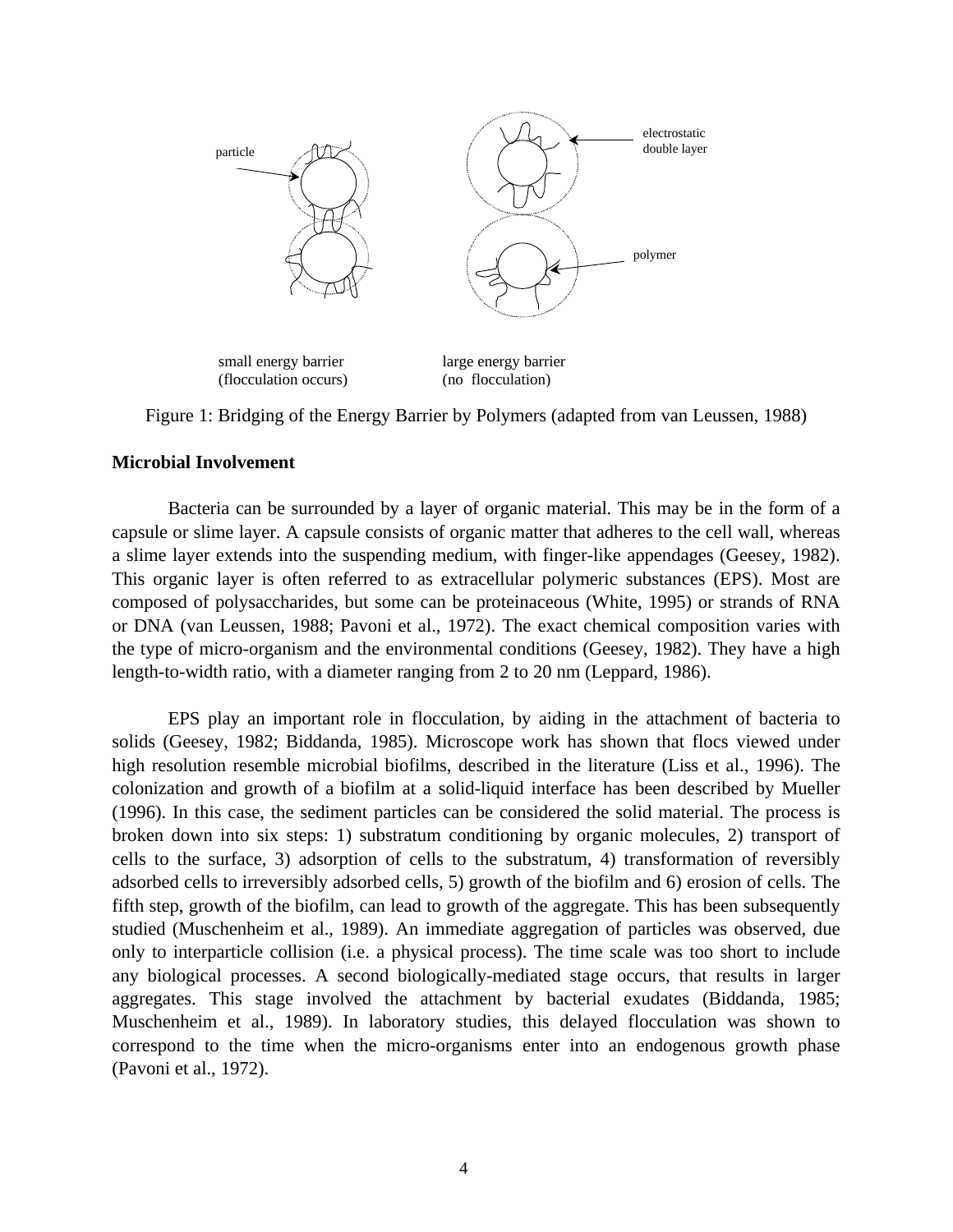particle

electrostatic double layer

polymer

small energy barrier (flocculation occurs)

large energy barrier (no flocculation)

Figure 1: Bridging of the Energy Barrier by Polymers (adapted from van Leussen, 1988)

**Microbial Involvement**

Bacteria can be surrounded by a layer of organic material. This may be in the form of a capsule or slime layer. A capsule consists of organic matter that adheres to the cell wall, whereas a slime layer extends into the suspending medium, with finger-like appendages (Geesey, 1982). This organic layer is often referred to as extracellular polymeric substances (EPS). Most are composed of polysaccharides, but some can be proteinaceous (White, 1995) or strands of RNA or DNA (van Leussen, 1988; Pavoni et al., 1972). The exact chemical composition varies with the type of micro-organism and the environmental conditions (Geesey, 1982). They have a high length-to-width ratio, with a diameter ranging from 2 to 20 nm (Leppard, 1986).

EPS play an important role in flocculation, by aiding in the attachment of bacteria to solids (Geesey, 1982; Biddanda, 1985). Microscope work has shown that flocs viewed under high resolution resemble microbial biofilms, described in the literature (Liss et al., 1996). The colonization and growth of a biofilm at a solid-liquid interface has been described by Mueller (1996). In this case, the sediment particles can be considered the solid material. The process is broken down into six steps: 1) substratum conditioning by organic molecules, 2) transport of cells to the surface, 3) adsorption of cells to the substratum, 4) transformation of reversibly adsorbed cells to irreversibly adsorbed cells, 5) growth of the biofilm and 6) erosion of cells. The fifth step, growth of the biofilm, can lead to growth of the aggregate. This has been subsequently studied (Muschenheim et al., 1989). An immediate aggregation of particles was observed, due only to interparticle collision (i.e. a physical process). The time scale was too short to include any biological processes. A second biologically-mediated stage occurs, that results in larger aggregates. This stage involved the attachment by bacterial exudates (Biddanda, 1985; Muschenheim et al., 1989). In laboratory studies, this delayed flocculation was shown to correspond to the time when the micro-organisms enter into an endogenous growth phase (Pavoni et al., 1972).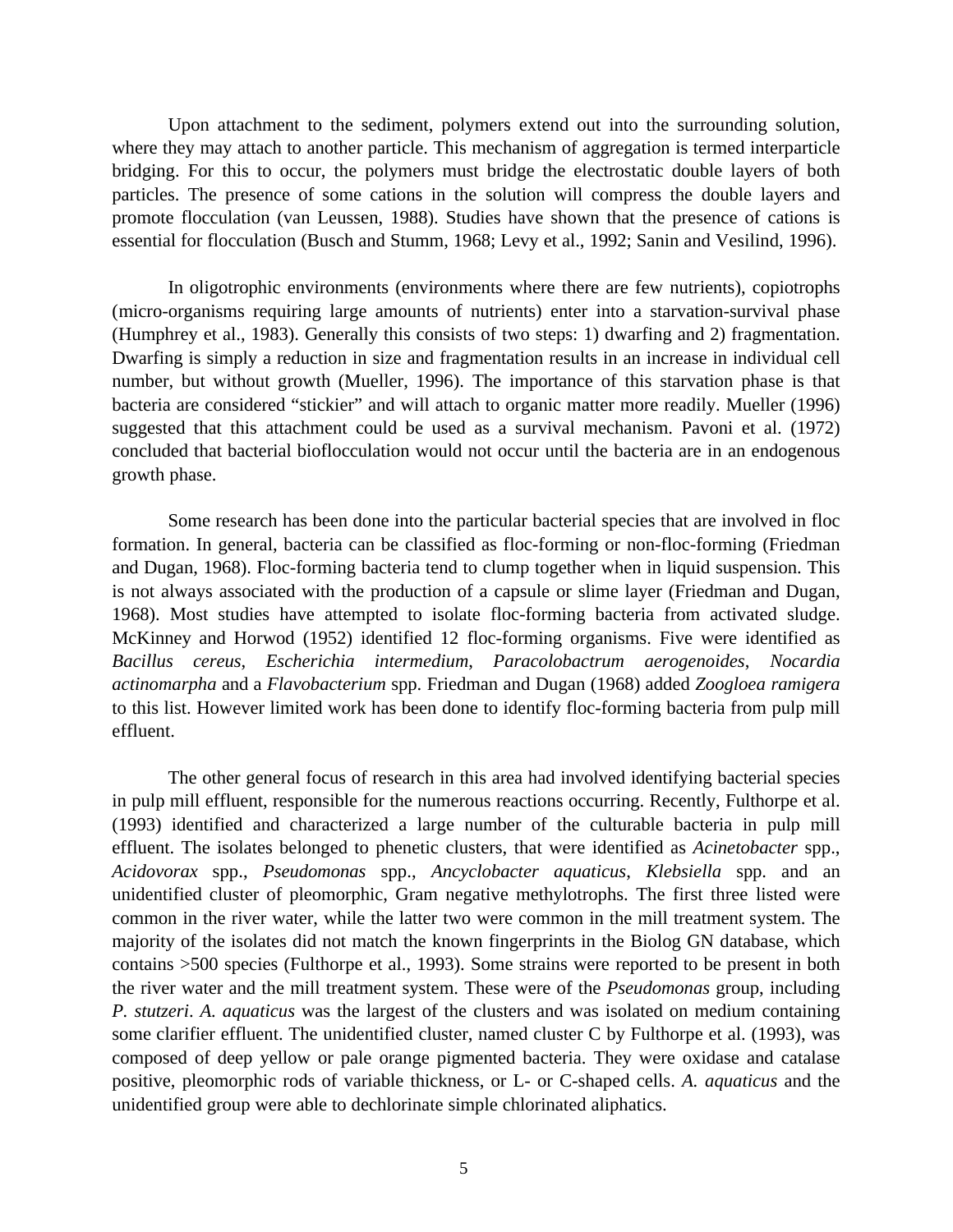Upon attachment to the sediment, polymers extend out into the surrounding solution, where they may attach to another particle. This mechanism of aggregation is termed interparticle bridging. For this to occur, the polymers must bridge the electrostatic double layers of both particles. The presence of some cations in the solution will compress the double layers and promote flocculation (van Leussen, 1988). Studies have shown that the presence of cations is essential for flocculation (Busch and Stumm, 1968; Levy et al., 1992; Sanin and Vesilind, 1996).

In oligotrophic environments (environments where there are few nutrients), copiotrophs (micro-organisms requiring large amounts of nutrients) enter into a starvation-survival phase (Humphrey et al., 1983). Generally this consists of two steps: 1) dwarfing and 2) fragmentation. Dwarfing is simply a reduction in size and fragmentation results in an increase in individual cell number, but without growth (Mueller, 1996). The importance of this starvation phase is that bacteria are considered "stickier" and will attach to organic matter more readily. Mueller (1996) suggested that this attachment could be used as a survival mechanism. Pavoni et al. (1972) concluded that bacterial bioflocculation would not occur until the bacteria are in an endogenous growth phase.

Some research has been done into the particular bacterial species that are involved in floc formation. In general, bacteria can be classified as floc-forming or non-floc-forming (Friedman and Dugan, 1968). Floc-forming bacteria tend to clump together when in liquid suspension. This is not always associated with the production of a capsule or slime layer (Friedman and Dugan, 1968). Most studies have attempted to isolate floc-forming bacteria from activated sludge. McKinney and Horwod (1952) identified 12 floc-forming organisms. Five were identified as *Bacillus cereus*, *Escherichia intermedium*, *Paracolobactrum aerogenoides*, *Nocardia actinomarpha* and a *Flavobacterium* spp. Friedman and Dugan (1968) added *Zoogloea ramigera* to this list. However limited work has been done to identify floc-forming bacteria from pulp mill effluent.

The other general focus of research in this area had involved identifying bacterial species in pulp mill effluent, responsible for the numerous reactions occurring. Recently, Fulthorpe et al. (1993) identified and characterized a large number of the culturable bacteria in pulp mill effluent. The isolates belonged to phenetic clusters, that were identified as *Acinetobacter* spp., *Acidovorax* spp., *Pseudomonas* spp., *Ancyclobacter aquaticus*, *Klebsiella* spp. and an unidentified cluster of pleomorphic, Gram negative methylotrophs. The first three listed were common in the river water, while the latter two were common in the mill treatment system. The majority of the isolates did not match the known fingerprints in the Biolog GN database, which contains >500 species (Fulthorpe et al., 1993). Some strains were reported to be present in both the river water and the mill treatment system. These were of the *Pseudomonas* group, including *P. stutzeri*. *A. aquaticus* was the largest of the clusters and was isolated on medium containing some clarifier effluent. The unidentified cluster, named cluster C by Fulthorpe et al. (1993), was composed of deep yellow or pale orange pigmented bacteria. They were oxidase and catalase positive, pleomorphic rods of variable thickness, or L- or C-shaped cells. *A. aquaticus* and the unidentified group were able to dechlorinate simple chlorinated aliphatics.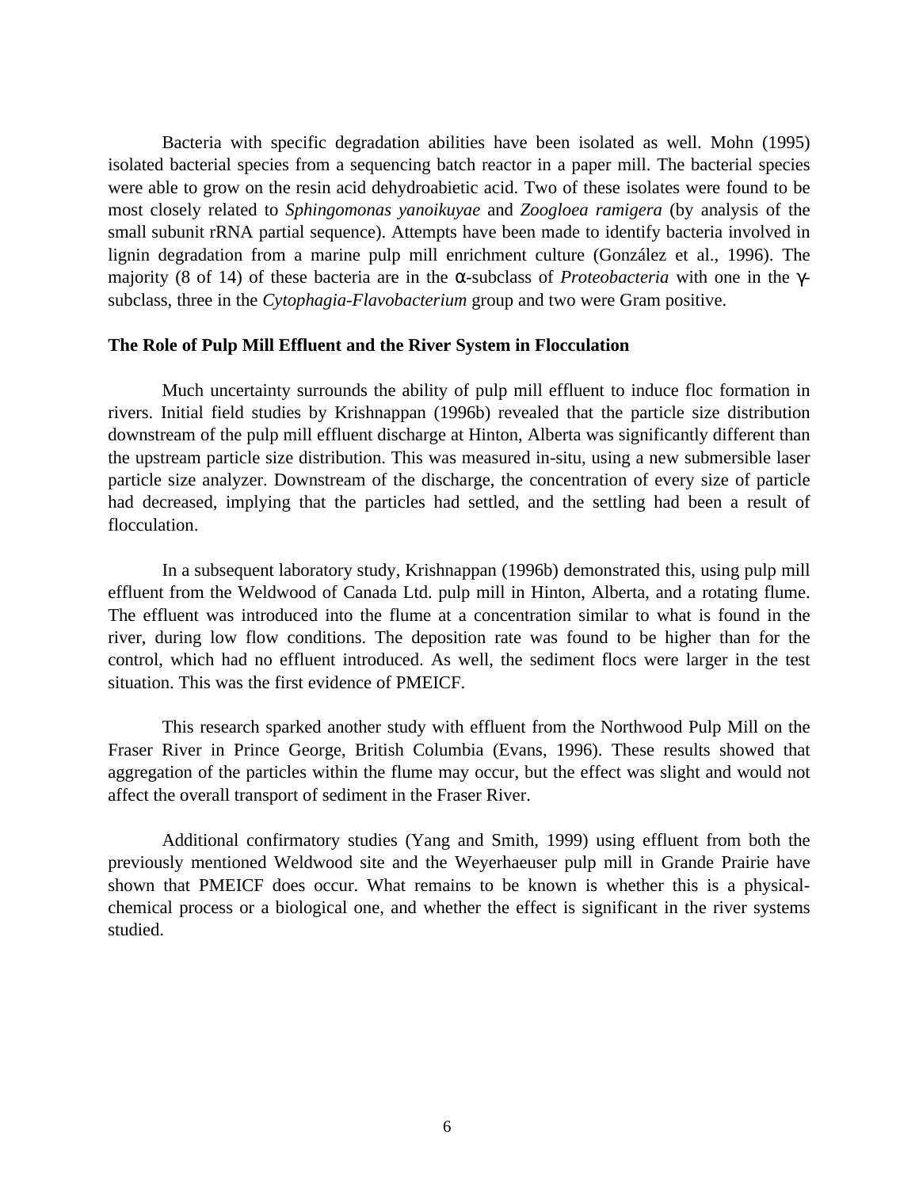Bacteria with specific degradation abilities have been isolated as well. Mohn (1995) isolated bacterial species from a sequencing batch reactor in a paper mill. The bacterial species were able to grow on the resin acid dehydroabietic acid. Two of these isolates were found to be most closely related to *Sphingomonas yanoikuyae* and *Zoogloea ramigera* (by analysis of the small subunit rRNA partial sequence). Attempts have been made to identify bacteria involved in lignin degradation from a marine pulp mill enrichment culture (González et al., 1996). The majority (8 of 14) of these bacteria are in the α-subclass of *Proteobacteria* with one in the γ-subclass, three in the *Cytophagia-Flavobacterium* group and two were Gram positive.

**The Role of Pulp Mill Effluent and the River System in Flocculation**

Much uncertainty surrounds the ability of pulp mill effluent to induce floc formation in rivers. Initial field studies by Krishnappan (1996b) revealed that the particle size distribution downstream of the pulp mill effluent discharge at Hinton, Alberta was significantly different than the upstream particle size distribution. This was measured in-situ, using a new submersible laser particle size analyzer. Downstream of the discharge, the concentration of every size of particle had decreased, implying that the particles had settled, and the settling had been a result of flocculation.

In a subsequent laboratory study, Krishnappan (1996b) demonstrated this, using pulp mill effluent from the Weldwood of Canada Ltd. pulp mill in Hinton, Alberta, and a rotating flume. The effluent was introduced into the flume at a concentration similar to what is found in the river, during low flow conditions. The deposition rate was found to be higher than for the control, which had no effluent introduced. As well, the sediment flocs were larger in the test situation. This was the first evidence of PMEICF.

This research sparked another study with effluent from the Northwood Pulp Mill on the Fraser River in Prince George, British Columbia (Evans, 1996). These results showed that aggregation of the particles within the flume may occur, but the effect was slight and would not affect the overall transport of sediment in the Fraser River.

Additional confirmatory studies (Yang and Smith, 1999) using effluent from both the previously mentioned Weldwood site and the Weyerhaeuser pulp mill in Grande Prairie have shown that PMEICF does occur. What remains to be known is whether this is a physical-chemical process or a biological one, and whether the effect is significant in the river systems studied.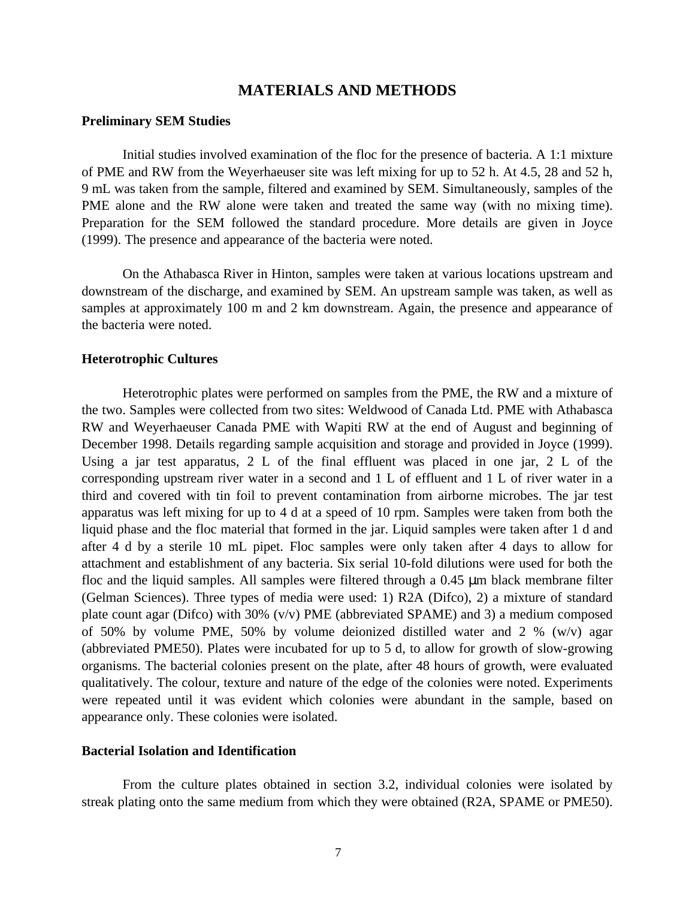# MATERIALS AND METHODS

### Preliminary SEM Studies

Initial studies involved examination of the floc for the presence of bacteria. A 1:1 mixture of PME and RW from the Weyerhaeuser site was left mixing for up to 52 h. At 4.5, 28 and 52 h, 9 mL was taken from the sample, filtered and examined by SEM. Simultaneously, samples of the PME alone and the RW alone were taken and treated the same way (with no mixing time). Preparation for the SEM followed the standard procedure. More details are given in Joyce (1999). The presence and appearance of the bacteria were noted.

On the Athabasca River in Hinton, samples were taken at various locations upstream and downstream of the discharge, and examined by SEM. An upstream sample was taken, as well as samples at approximately 100 m and 2 km downstream. Again, the presence and appearance of the bacteria were noted.

### Heterotrophic Cultures

Heterotrophic plates were performed on samples from the PME, the RW and a mixture of the two. Samples were collected from two sites: Weldwood of Canada Ltd. PME with Athabasca RW and Weyerhaeuser Canada PME with Wapiti RW at the end of August and beginning of December 1998. Details regarding sample acquisition and storage and provided in Joyce (1999). Using a jar test apparatus, 2 L of the final effluent was placed in one jar, 2 L of the corresponding upstream river water in a second and 1 L of effluent and 1 L of river water in a third and covered with tin foil to prevent contamination from airborne microbes. The jar test apparatus was left mixing for up to 4 d at a speed of 10 rpm. Samples were taken from both the liquid phase and the floc material that formed in the jar. Liquid samples were taken after 1 d and after 4 d by a sterile 10 mL pipet. Floc samples were only taken after 4 days to allow for attachment and establishment of any bacteria. Six serial 10-fold dilutions were used for both the floc and the liquid samples. All samples were filtered through a 0.45 μm black membrane filter (Gelman Sciences). Three types of media were used: 1) R2A (Difco), 2) a mixture of standard plate count agar (Difco) with 30% (v/v) PME (abbreviated SPAME) and 3) a medium composed of 50% by volume PME, 50% by volume deionized distilled water and 2 % (w/v) agar (abbreviated PME50). Plates were incubated for up to 5 d, to allow for growth of slow-growing organisms. The bacterial colonies present on the plate, after 48 hours of growth, were evaluated qualitatively. The colour, texture and nature of the edge of the colonies were noted. Experiments were repeated until it was evident which colonies were abundant in the sample, based on appearance only. These colonies were isolated.

### Bacterial Isolation and Identification

From the culture plates obtained in section 3.2, individual colonies were isolated by streak plating onto the same medium from which they were obtained (R2A, SPAME or PME50).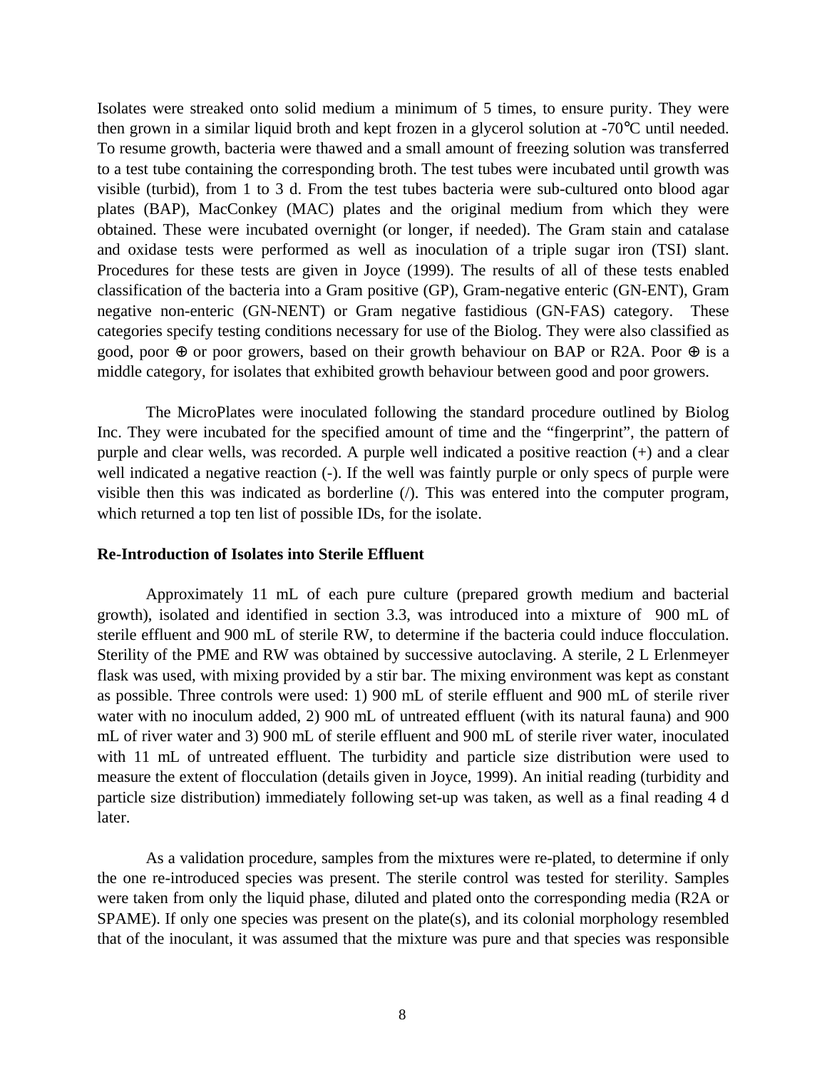Isolates were streaked onto solid medium a minimum of 5 times, to ensure purity. They were then grown in a similar liquid broth and kept frozen in a glycerol solution at -70°C until needed. To resume growth, bacteria were thawed and a small amount of freezing solution was transferred to a test tube containing the corresponding broth. The test tubes were incubated until growth was visible (turbid), from 1 to 3 d. From the test tubes bacteria were sub-cultured onto blood agar plates (BAP), MacConkey (MAC) plates and the original medium from which they were obtained. These were incubated overnight (or longer, if needed). The Gram stain and catalase and oxidase tests were performed as well as inoculation of a triple sugar iron (TSI) slant. Procedures for these tests are given in Joyce (1999). The results of all of these tests enabled classification of the bacteria into a Gram positive (GP), Gram-negative enteric (GN-ENT), Gram negative non-enteric (GN-NENT) or Gram negative fastidious (GN-FAS) category. These categories specify testing conditions necessary for use of the Biolog. They were also classified as good, poor ⊕ or poor growers, based on their growth behaviour on BAP or R2A. Poor ⊕ is a middle category, for isolates that exhibited growth behaviour between good and poor growers.

The MicroPlates were inoculated following the standard procedure outlined by Biolog Inc. They were incubated for the specified amount of time and the "fingerprint", the pattern of purple and clear wells, was recorded. A purple well indicated a positive reaction (+) and a clear well indicated a negative reaction (-). If the well was faintly purple or only specs of purple were visible then this was indicated as borderline (/). This was entered into the computer program, which returned a top ten list of possible IDs, for the isolate.

**Re-Introduction of Isolates into Sterile Effluent**

Approximately 11 mL of each pure culture (prepared growth medium and bacterial growth), isolated and identified in section 3.3, was introduced into a mixture of 900 mL of sterile effluent and 900 mL of sterile RW, to determine if the bacteria could induce flocculation. Sterility of the PME and RW was obtained by successive autoclaving. A sterile, 2 L Erlenmeyer flask was used, with mixing provided by a stir bar. The mixing environment was kept as constant as possible. Three controls were used: 1) 900 mL of sterile effluent and 900 mL of sterile river water with no inoculum added, 2) 900 mL of untreated effluent (with its natural fauna) and 900 mL of river water and 3) 900 mL of sterile effluent and 900 mL of sterile river water, inoculated with 11 mL of untreated effluent. The turbidity and particle size distribution were used to measure the extent of flocculation (details given in Joyce, 1999). An initial reading (turbidity and particle size distribution) immediately following set-up was taken, as well as a final reading 4 d later.

As a validation procedure, samples from the mixtures were re-plated, to determine if only the one re-introduced species was present. The sterile control was tested for sterility. Samples were taken from only the liquid phase, diluted and plated onto the corresponding media (R2A or SPAME). If only one species was present on the plate(s), and its colonial morphology resembled that of the inoculant, it was assumed that the mixture was pure and that species was responsible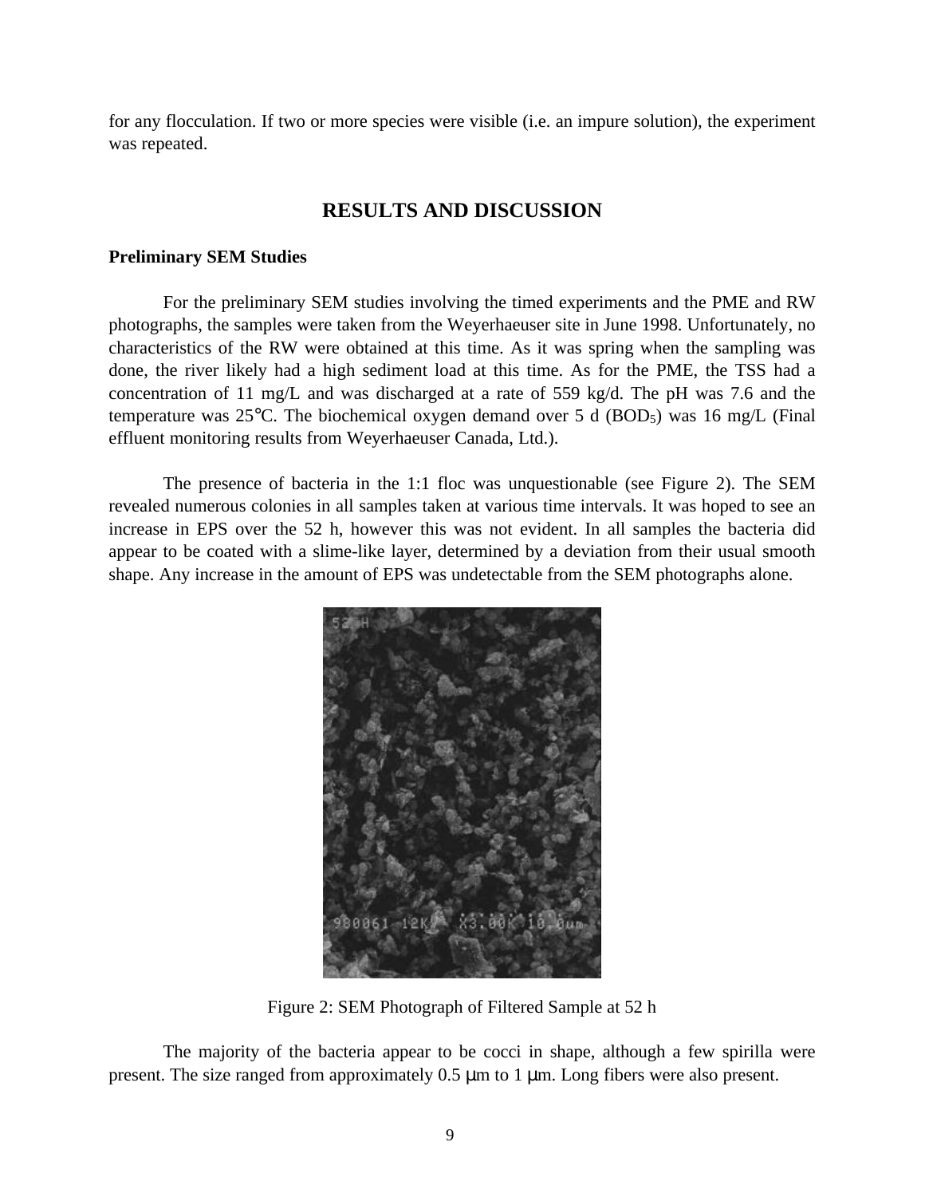for any flocculation. If two or more species were visible (i.e. an impure solution), the experiment was repeated.

## RESULTS AND DISCUSSION

### Preliminary SEM Studies

For the preliminary SEM studies involving the timed experiments and the PME and RW photographs, the samples were taken from the Weyerhaeuser site in June 1998. Unfortunately, no characteristics of the RW were obtained at this time. As it was spring when the sampling was done, the river likely had a high sediment load at this time. As for the PME, the TSS had a concentration of 11 mg/L and was discharged at a rate of 559 kg/d. The pH was 7.6 and the temperature was 25°C. The biochemical oxygen demand over 5 d ($BOD_5$) was 16 mg/L (Final effluent monitoring results from Weyerhaeuser Canada, Ltd.).

The presence of bacteria in the 1:1 floc was unquestionable (see Figure 2). The SEM revealed numerous colonies in all samples taken at various time intervals. It was hoped to see an increase in EPS over the 52 h, however this was not evident. In all samples the bacteria did appear to be coated with a slime-like layer, determined by a deviation from their usual smooth shape. Any increase in the amount of EPS was undetectable from the SEM photographs alone.

Figure 2: SEM Photograph of Filtered Sample at 52 h

The majority of the bacteria appear to be cocci in shape, although a few spirilla were present. The size ranged from approximately 0.5 μm to 1 μm. Long fibers were also present.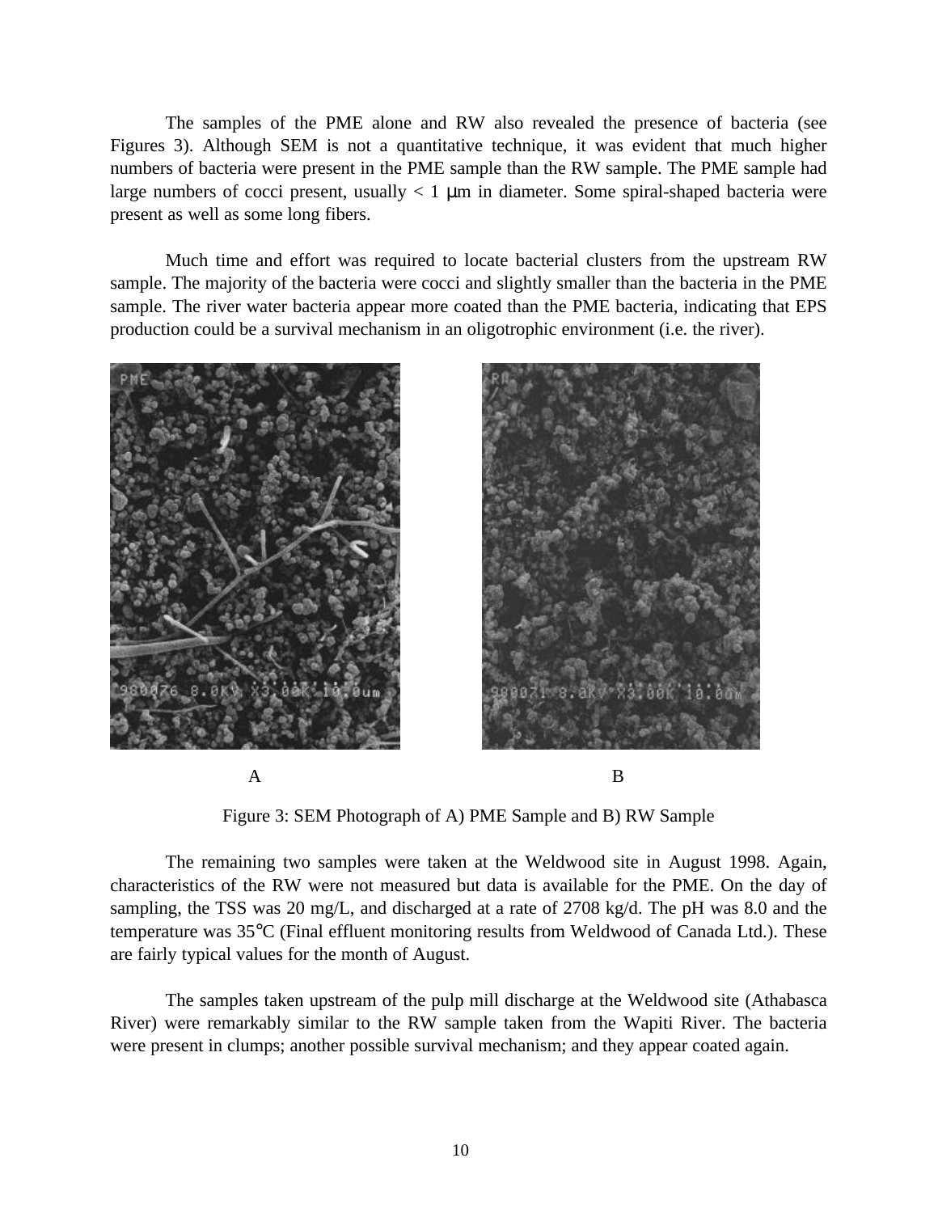The samples of the PME alone and RW also revealed the presence of bacteria (see Figures 3). Although SEM is not a quantitative technique, it was evident that much higher numbers of bacteria were present in the PME sample than the RW sample. The PME sample had large numbers of cocci present, usually < 1 μm in diameter. Some spiral-shaped bacteria were present as well as some long fibers.

Much time and effort was required to locate bacterial clusters from the upstream RW sample. The majority of the bacteria were cocci and slightly smaller than the bacteria in the PME sample. The river water bacteria appear more coated than the PME bacteria, indicating that EPS production could be a survival mechanism in an oligotrophic environment (i.e. the river).

A B

Figure 3: SEM Photograph of A) PME Sample and B) RW Sample

The remaining two samples were taken at the Weldwood site in August 1998. Again, characteristics of the RW were not measured but data is available for the PME. On the day of sampling, the TSS was 20 mg/L, and discharged at a rate of 2708 kg/d. The pH was 8.0 and the temperature was 35°C (Final effluent monitoring results from Weldwood of Canada Ltd.). These are fairly typical values for the month of August.

The samples taken upstream of the pulp mill discharge at the Weldwood site (Athabasca River) were remarkably similar to the RW sample taken from the Wapiti River. The bacteria were present in clumps; another possible survival mechanism; and they appear coated again.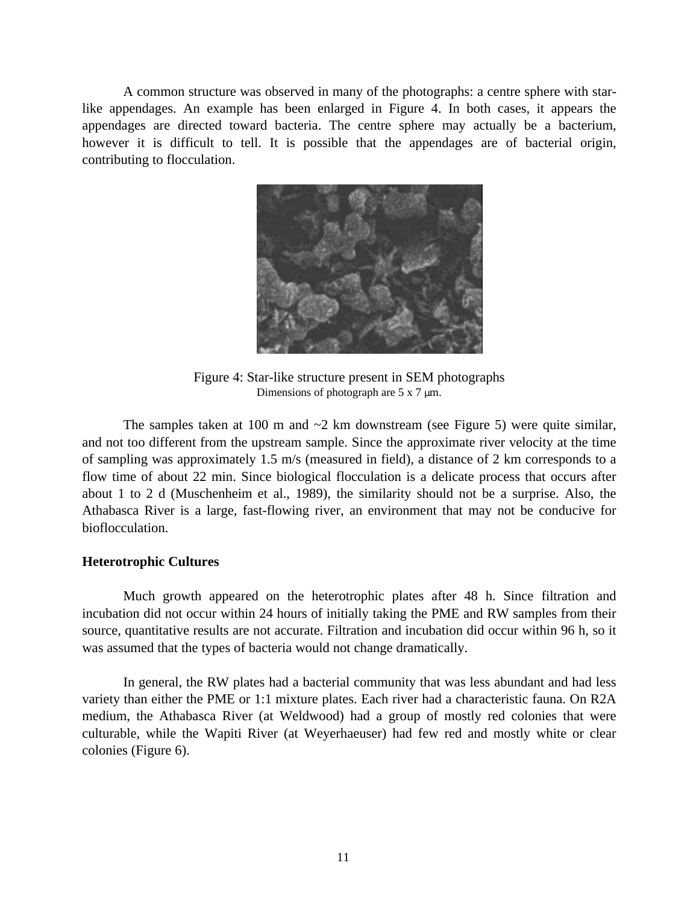A common structure was observed in many of the photographs: a centre sphere with star-like appendages. An example has been enlarged in Figure 4. In both cases, it appears the appendages are directed toward bacteria. The centre sphere may actually be a bacterium, however it is difficult to tell. It is possible that the appendages are of bacterial origin, contributing to flocculation.

Figure 4: Star-like structure present in SEM photographs
Dimensions of photograph are 5 x 7 μm.

The samples taken at 100 m and ~2 km downstream (see Figure 5) were quite similar, and not too different from the upstream sample. Since the approximate river velocity at the time of sampling was approximately 1.5 m/s (measured in field), a distance of 2 km corresponds to a flow time of about 22 min. Since biological flocculation is a delicate process that occurs after about 1 to 2 d (Muschenheim et al., 1989), the similarity should not be a surprise. Also, the Athabasca River is a large, fast-flowing river, an environment that may not be conducive for bioflocculation.

**Heterotrophic Cultures**

Much growth appeared on the heterotrophic plates after 48 h. Since filtration and incubation did not occur within 24 hours of initially taking the PME and RW samples from their source, quantitative results are not accurate. Filtration and incubation did occur within 96 h, so it was assumed that the types of bacteria would not change dramatically.

In general, the RW plates had a bacterial community that was less abundant and had less variety than either the PME or 1:1 mixture plates. Each river had a characteristic fauna. On R2A medium, the Athabasca River (at Weldwood) had a group of mostly red colonies that were culturable, while the Wapiti River (at Weyerhaeuser) had few red and mostly white or clear colonies (Figure 6).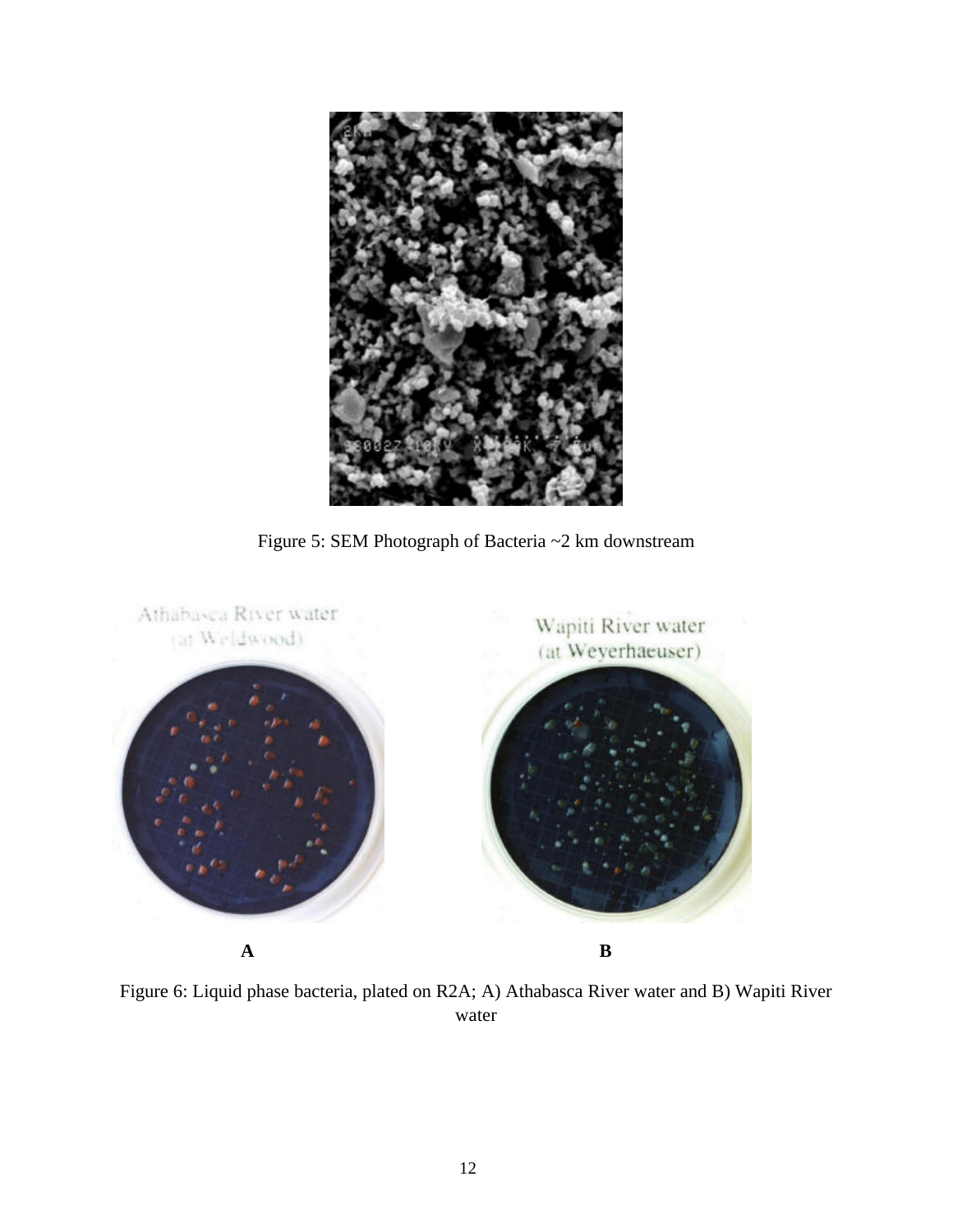Figure 5: SEM Photograph of Bacteria ~2 km downstream

A

B

Figure 6: Liquid phase bacteria, plated on R2A; A) Athabasca River water and B) Wapiti River water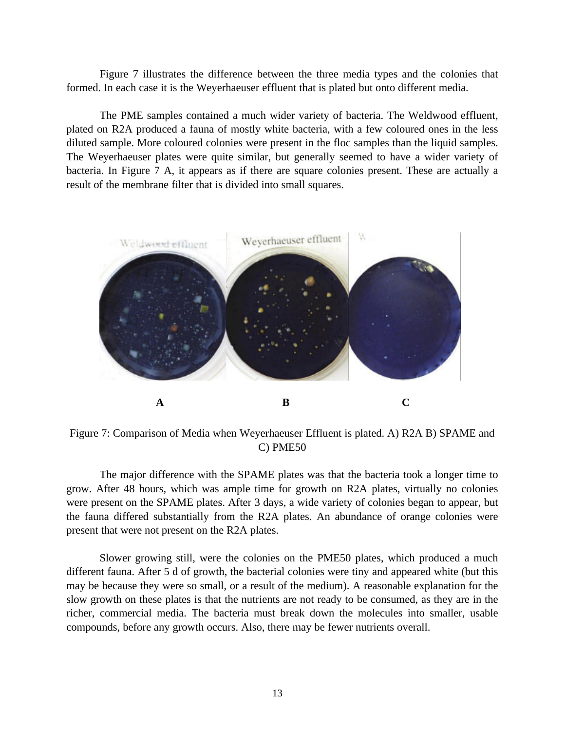Figure 7 illustrates the difference between the three media types and the colonies that formed. In each case it is the Weyerhaeuser effluent that is plated but onto different media.

The PME samples contained a much wider variety of bacteria. The Weldwood effluent, plated on R2A produced a fauna of mostly white bacteria, with a few coloured ones in the less diluted sample. More coloured colonies were present in the floc samples than the liquid samples. The Weyerhaeuser plates were quite similar, but generally seemed to have a wider variety of bacteria. In Figure 7 A, it appears as if there are square colonies present. These are actually a result of the membrane filter that is divided into small squares.

Figure 7: Comparison of Media when Weyerhaeuser Effluent is plated. A) R2A B) SPAME and C) PME50

The major difference with the SPAME plates was that the bacteria took a longer time to grow. After 48 hours, which was ample time for growth on R2A plates, virtually no colonies were present on the SPAME plates. After 3 days, a wide variety of colonies began to appear, but the fauna differed substantially from the R2A plates. An abundance of orange colonies were present that were not present on the R2A plates.

Slower growing still, were the colonies on the PME50 plates, which produced a much different fauna. After 5 d of growth, the bacterial colonies were tiny and appeared white (but this may be because they were so small, or a result of the medium). A reasonable explanation for the slow growth on these plates is that the nutrients are not ready to be consumed, as they are in the richer, commercial media. The bacteria must break down the molecules into smaller, usable compounds, before any growth occurs. Also, there may be fewer nutrients overall.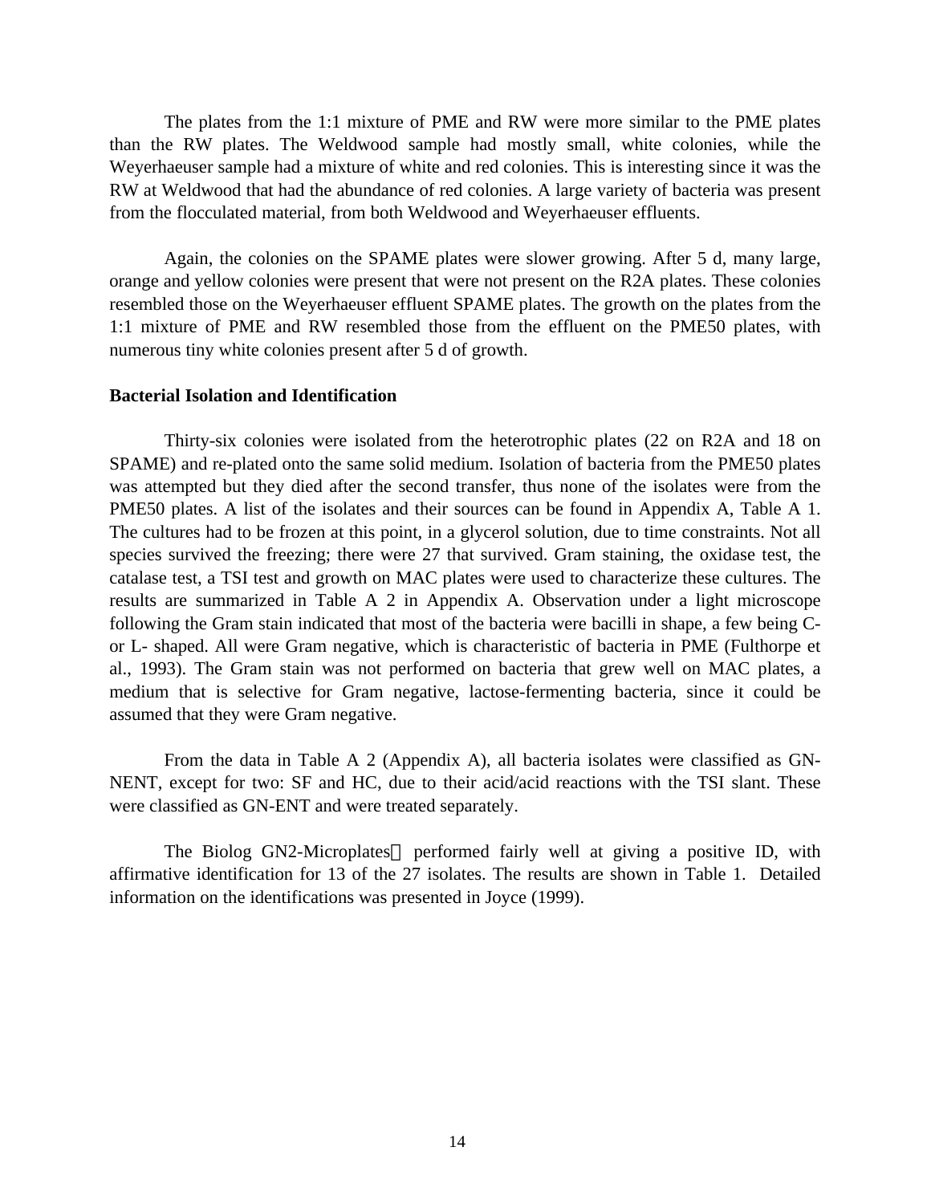The plates from the 1:1 mixture of PME and RW were more similar to the PME plates than the RW plates. The Weldwood sample had mostly small, white colonies, while the Weyerhaeuser sample had a mixture of white and red colonies. This is interesting since it was the RW at Weldwood that had the abundance of red colonies. A large variety of bacteria was present from the flocculated material, from both Weldwood and Weyerhaeuser effluents.

Again, the colonies on the SPAME plates were slower growing. After 5 d, many large, orange and yellow colonies were present that were not present on the R2A plates. These colonies resembled those on the Weyerhaeuser effluent SPAME plates. The growth on the plates from the 1:1 mixture of PME and RW resembled those from the effluent on the PME50 plates, with numerous tiny white colonies present after 5 d of growth.

**Bacterial Isolation and Identification**

Thirty-six colonies were isolated from the heterotrophic plates (22 on R2A and 18 on SPAME) and re-plated onto the same solid medium. Isolation of bacteria from the PME50 plates was attempted but they died after the second transfer, thus none of the isolates were from the PME50 plates. A list of the isolates and their sources can be found in Appendix A, Table A 1. The cultures had to be frozen at this point, in a glycerol solution, due to time constraints. Not all species survived the freezing; there were 27 that survived. Gram staining, the oxidase test, the catalase test, a TSI test and growth on MAC plates were used to characterize these cultures. The results are summarized in Table A 2 in Appendix A. Observation under a light microscope following the Gram stain indicated that most of the bacteria were bacilli in shape, a few being C- or L- shaped. All were Gram negative, which is characteristic of bacteria in PME (Fulthorpe et al., 1993). The Gram stain was not performed on bacteria that grew well on MAC plates, a medium that is selective for Gram negative, lactose-fermenting bacteria, since it could be assumed that they were Gram negative.

From the data in Table A 2 (Appendix A), all bacteria isolates were classified as GN-NENT, except for two: SF and HC, due to their acid/acid reactions with the TSI slant. These were classified as GN-ENT and were treated separately.

The Biolog GN2-Microplates™ performed fairly well at giving a positive ID, with affirmative identification for 13 of the 27 isolates. The results are shown in Table 1. Detailed information on the identifications was presented in Joyce (1999).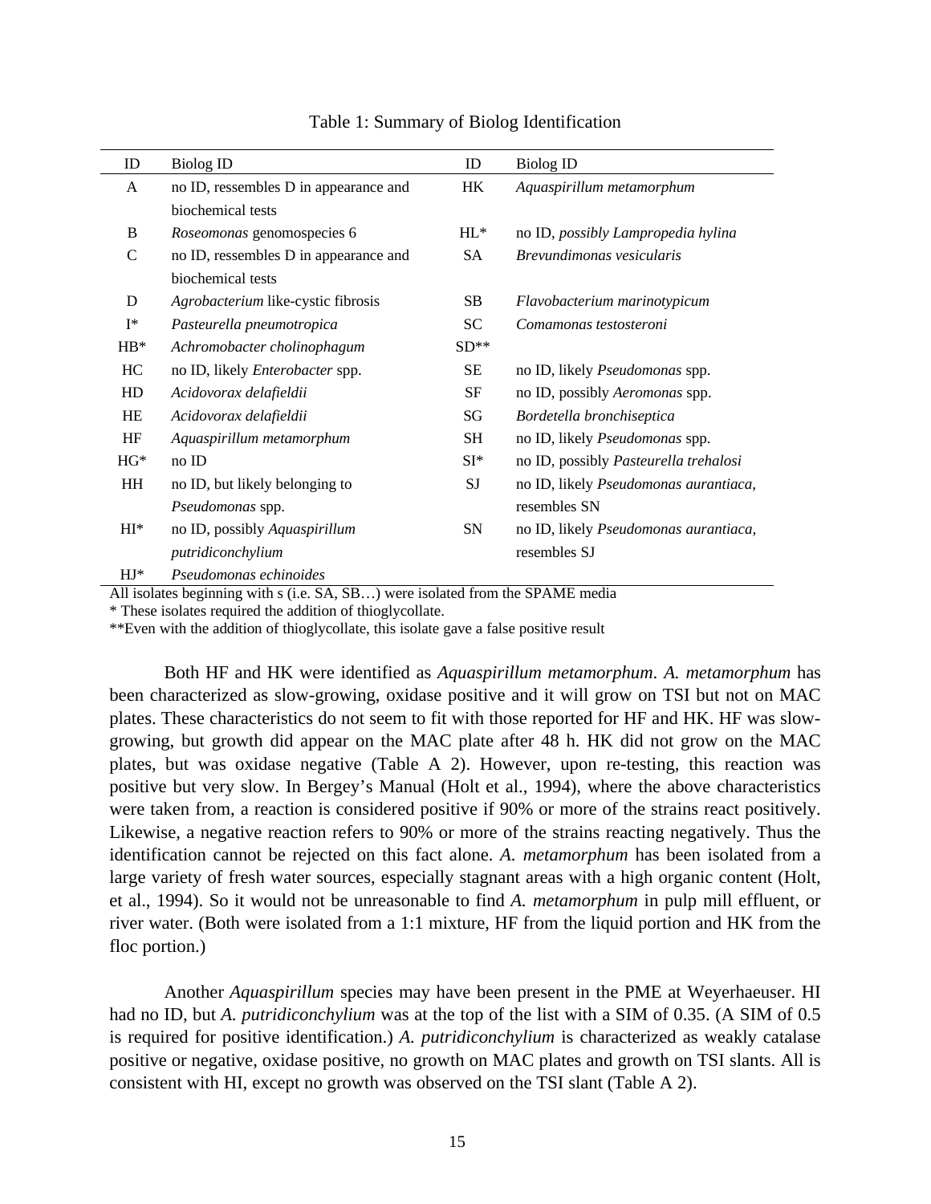Table 1: Summary of Biolog Identification

| ID | Biolog ID | ID | Biolog ID |
|---|---|---|---|
| A | no ID, ressembles D in appearance and biochemical tests | HK | *Aquaspirillum metamorphum* |
| B | *Roseomonas* genomospecies 6 | HL* | no ID, *possibly Lampropedia hylina* |
| C | no ID, ressembles D in appearance and biochemical tests | SA | *Brevundimonas vesicularis* |
| D | *Agrobacterium* like-cystic fibrosis | SB | *Flavobacterium marinotypicum* |
| I* | *Pasteurella pneumotropica* | SC | *Comamonas testosteroni* |
| HB* | *Achromobacter cholinophagum* | SD** | |
| HC | no ID, likely *Enterobacter* spp. | SE | no ID, likely *Pseudomonas* spp. |
| HD | *Acidovorax delafieldii* | SF | no ID, possibly *Aeromonas* spp. |
| HE | *Acidovorax delafieldii* | SG | *Bordetella bronchiseptica* |
| HF | *Aquaspirillum metamorphum* | SH | no ID, likely *Pseudomonas* spp. |
| HG* | no ID | SI* | no ID, possibly *Pasteurella trehalosi* |
| HH | no ID, but likely belonging to *Pseudomonas* spp. | SJ | no ID, likely *Pseudomonas aurantiaca*, resembles SN |
| HI* | no ID, possibly *Aquaspirillum putridiconchylium* | SN | no ID, likely *Pseudomonas aurantiaca,* resembles SJ |
| HJ* | *Pseudomonas echinoides* | | |

All isolates beginning with s (i.e. SA, SB…) were isolated from the SPAME media

* These isolates required the addition of thioglycollate.

**Even with the addition of thioglycollate, this isolate gave a false positive result

Both HF and HK were identified as *Aquaspirillum metamorphum*. *A. metamorphum* has been characterized as slow-growing, oxidase positive and it will grow on TSI but not on MAC plates. These characteristics do not seem to fit with those reported for HF and HK. HF was slow-growing, but growth did appear on the MAC plate after 48 h. HK did not grow on the MAC plates, but was oxidase negative (Table A 2). However, upon re-testing, this reaction was positive but very slow. In Bergey's Manual (Holt et al., 1994), where the above characteristics were taken from, a reaction is considered positive if 90% or more of the strains react positively. Likewise, a negative reaction refers to 90% or more of the strains reacting negatively. Thus the identification cannot be rejected on this fact alone. *A. metamorphum* has been isolated from a large variety of fresh water sources, especially stagnant areas with a high organic content (Holt, et al., 1994). So it would not be unreasonable to find *A. metamorphum* in pulp mill effluent, or river water. (Both were isolated from a 1:1 mixture, HF from the liquid portion and HK from the floc portion.)

Another *Aquaspirillum* species may have been present in the PME at Weyerhaeuser. HI had no ID, but *A. putridiconchylium* was at the top of the list with a SIM of 0.35. (A SIM of 0.5 is required for positive identification.) *A. putridiconchylium* is characterized as weakly catalase positive or negative, oxidase positive, no growth on MAC plates and growth on TSI slants. All is consistent with HI, except no growth was observed on the TSI slant (Table A 2).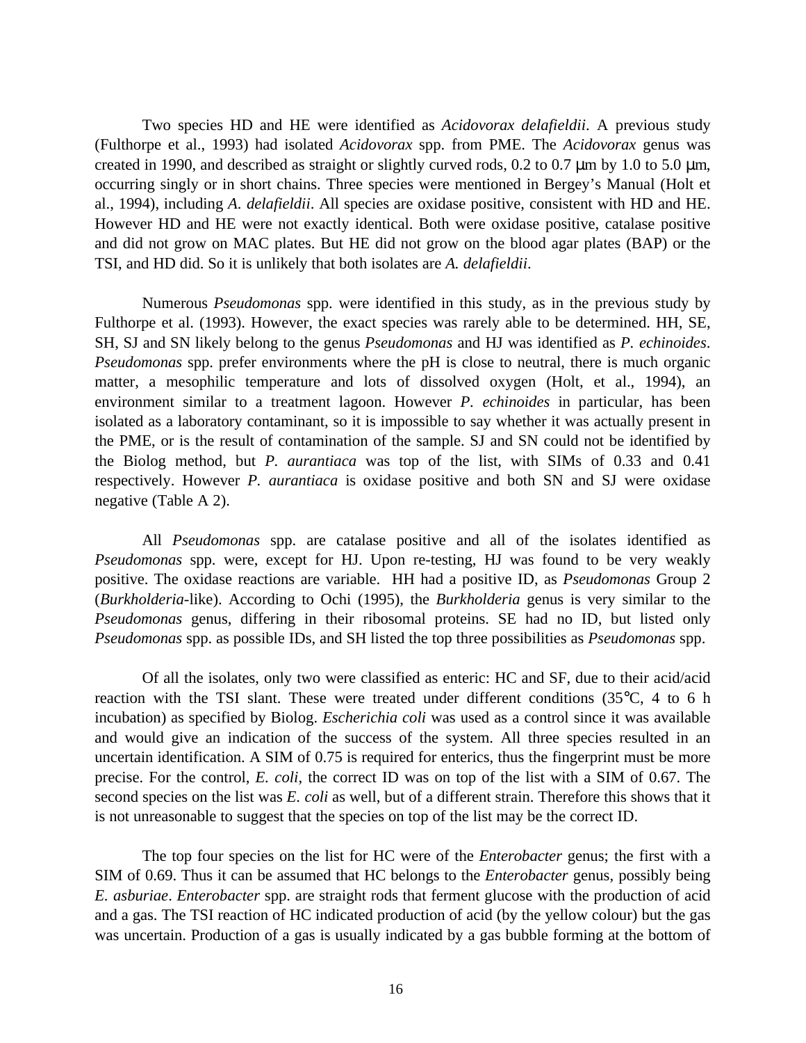Two species HD and HE were identified as *Acidovorax delafieldii*. A previous study (Fulthorpe et al., 1993) had isolated *Acidovorax* spp. from PME. The *Acidovorax* genus was created in 1990, and described as straight or slightly curved rods, 0.2 to 0.7 μm by 1.0 to 5.0 μm, occurring singly or in short chains. Three species were mentioned in Bergey's Manual (Holt et al., 1994), including *A. delafieldii*. All species are oxidase positive, consistent with HD and HE. However HD and HE were not exactly identical. Both were oxidase positive, catalase positive and did not grow on MAC plates. But HE did not grow on the blood agar plates (BAP) or the TSI, and HD did. So it is unlikely that both isolates are *A. delafieldii*.

Numerous *Pseudomonas* spp. were identified in this study, as in the previous study by Fulthorpe et al. (1993). However, the exact species was rarely able to be determined. HH, SE, SH, SJ and SN likely belong to the genus *Pseudomonas* and HJ was identified as *P. echinoides*. *Pseudomonas* spp. prefer environments where the pH is close to neutral, there is much organic matter, a mesophilic temperature and lots of dissolved oxygen (Holt, et al., 1994), an environment similar to a treatment lagoon. However *P. echinoides* in particular, has been isolated as a laboratory contaminant, so it is impossible to say whether it was actually present in the PME, or is the result of contamination of the sample. SJ and SN could not be identified by the Biolog method, but *P. aurantiaca* was top of the list, with SIMs of 0.33 and 0.41 respectively. However *P. aurantiaca* is oxidase positive and both SN and SJ were oxidase negative (Table A 2).

All *Pseudomonas* spp. are catalase positive and all of the isolates identified as *Pseudomonas* spp. were, except for HJ. Upon re-testing, HJ was found to be very weakly positive. The oxidase reactions are variable. HH had a positive ID, as *Pseudomonas* Group 2 (*Burkholderia*-like). According to Ochi (1995), the *Burkholderia* genus is very similar to the *Pseudomonas* genus, differing in their ribosomal proteins. SE had no ID, but listed only *Pseudomonas* spp. as possible IDs, and SH listed the top three possibilities as *Pseudomonas* spp.

Of all the isolates, only two were classified as enteric: HC and SF, due to their acid/acid reaction with the TSI slant. These were treated under different conditions (35°C, 4 to 6 h incubation) as specified by Biolog. *Escherichia coli* was used as a control since it was available and would give an indication of the success of the system. All three species resulted in an uncertain identification. A SIM of 0.75 is required for enterics, thus the fingerprint must be more precise. For the control, *E. coli*, the correct ID was on top of the list with a SIM of 0.67. The second species on the list was *E. coli* as well, but of a different strain. Therefore this shows that it is not unreasonable to suggest that the species on top of the list may be the correct ID.

The top four species on the list for HC were of the *Enterobacter* genus; the first with a SIM of 0.69. Thus it can be assumed that HC belongs to the *Enterobacter* genus, possibly being *E. asburiae*. *Enterobacter* spp. are straight rods that ferment glucose with the production of acid and a gas. The TSI reaction of HC indicated production of acid (by the yellow colour) but the gas was uncertain. Production of a gas is usually indicated by a gas bubble forming at the bottom of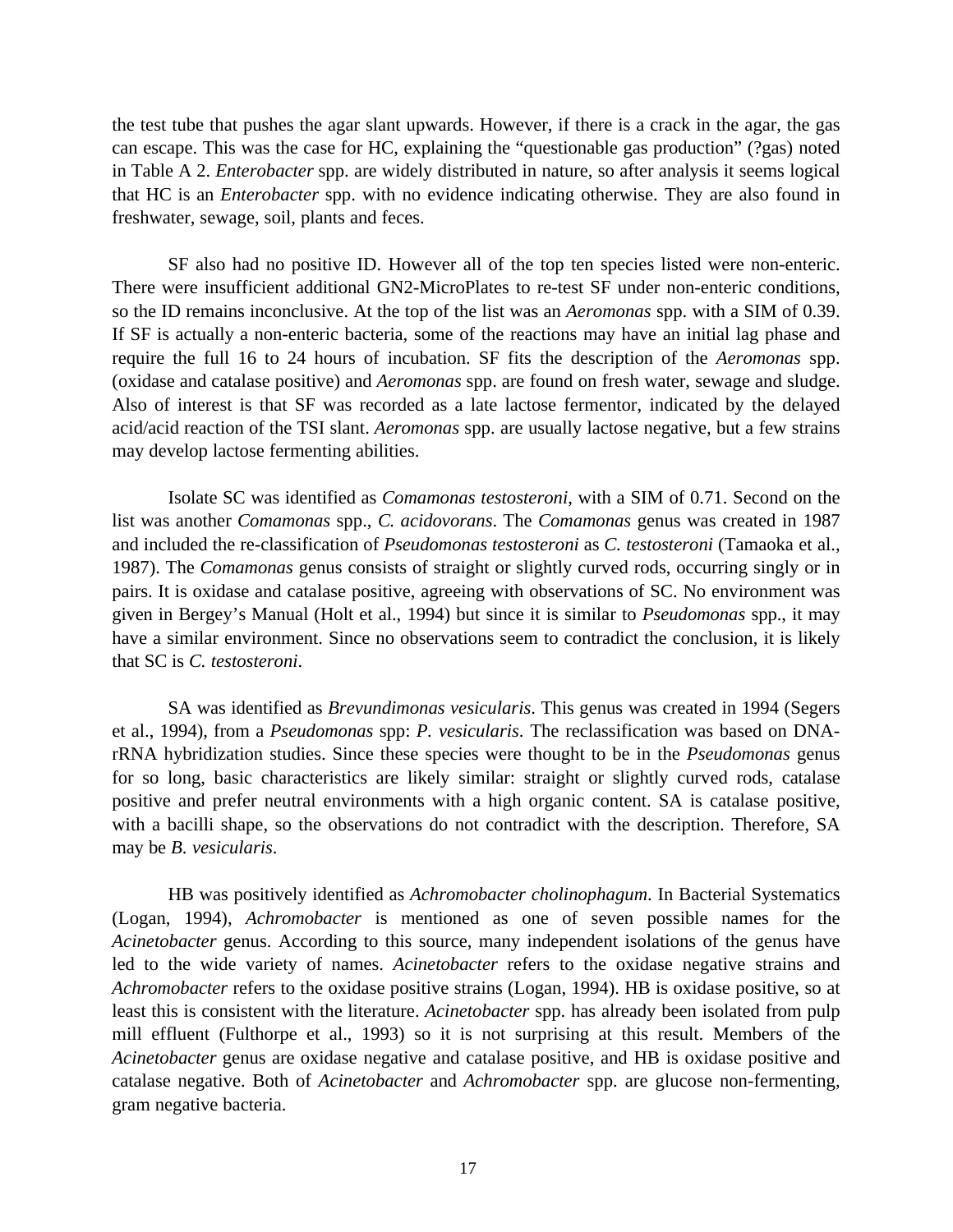the test tube that pushes the agar slant upwards. However, if there is a crack in the agar, the gas can escape. This was the case for HC, explaining the "questionable gas production" (?gas) noted in Table A 2. *Enterobacter* spp. are widely distributed in nature, so after analysis it seems logical that HC is an *Enterobacter* spp. with no evidence indicating otherwise. They are also found in freshwater, sewage, soil, plants and feces.

SF also had no positive ID. However all of the top ten species listed were non-enteric. There were insufficient additional GN2-MicroPlates to re-test SF under non-enteric conditions, so the ID remains inconclusive. At the top of the list was an *Aeromonas* spp. with a SIM of 0.39. If SF is actually a non-enteric bacteria, some of the reactions may have an initial lag phase and require the full 16 to 24 hours of incubation. SF fits the description of the *Aeromonas* spp. (oxidase and catalase positive) and *Aeromonas* spp. are found on fresh water, sewage and sludge. Also of interest is that SF was recorded as a late lactose fermentor, indicated by the delayed acid/acid reaction of the TSI slant. *Aeromonas* spp. are usually lactose negative, but a few strains may develop lactose fermenting abilities.

Isolate SC was identified as *Comamonas testosteroni*, with a SIM of 0.71. Second on the list was another *Comamonas* spp., *C. acidovorans*. The *Comamonas* genus was created in 1987 and included the re-classification of *Pseudomonas testosteroni* as *C. testosteroni* (Tamaoka et al., 1987). The *Comamonas* genus consists of straight or slightly curved rods, occurring singly or in pairs. It is oxidase and catalase positive, agreeing with observations of SC. No environment was given in Bergey's Manual (Holt et al., 1994) but since it is similar to *Pseudomonas* spp., it may have a similar environment. Since no observations seem to contradict the conclusion, it is likely that SC is *C. testosteroni*.

SA was identified as *Brevundimonas vesicularis*. This genus was created in 1994 (Segers et al., 1994), from a *Pseudomonas* spp: *P. vesicularis*. The reclassification was based on DNA-rRNA hybridization studies. Since these species were thought to be in the *Pseudomonas* genus for so long, basic characteristics are likely similar: straight or slightly curved rods, catalase positive and prefer neutral environments with a high organic content. SA is catalase positive, with a bacilli shape, so the observations do not contradict with the description. Therefore, SA may be *B. vesicularis*.

HB was positively identified as *Achromobacter cholinophagum*. In Bacterial Systematics (Logan, 1994), *Achromobacter* is mentioned as one of seven possible names for the *Acinetobacter* genus. According to this source, many independent isolations of the genus have led to the wide variety of names. *Acinetobacter* refers to the oxidase negative strains and *Achromobacter* refers to the oxidase positive strains (Logan, 1994). HB is oxidase positive, so at least this is consistent with the literature. *Acinetobacter* spp. has already been isolated from pulp mill effluent (Fulthorpe et al., 1993) so it is not surprising at this result. Members of the *Acinetobacter* genus are oxidase negative and catalase positive, and HB is oxidase positive and catalase negative. Both of *Acinetobacter* and *Achromobacter* spp. are glucose non-fermenting, gram negative bacteria.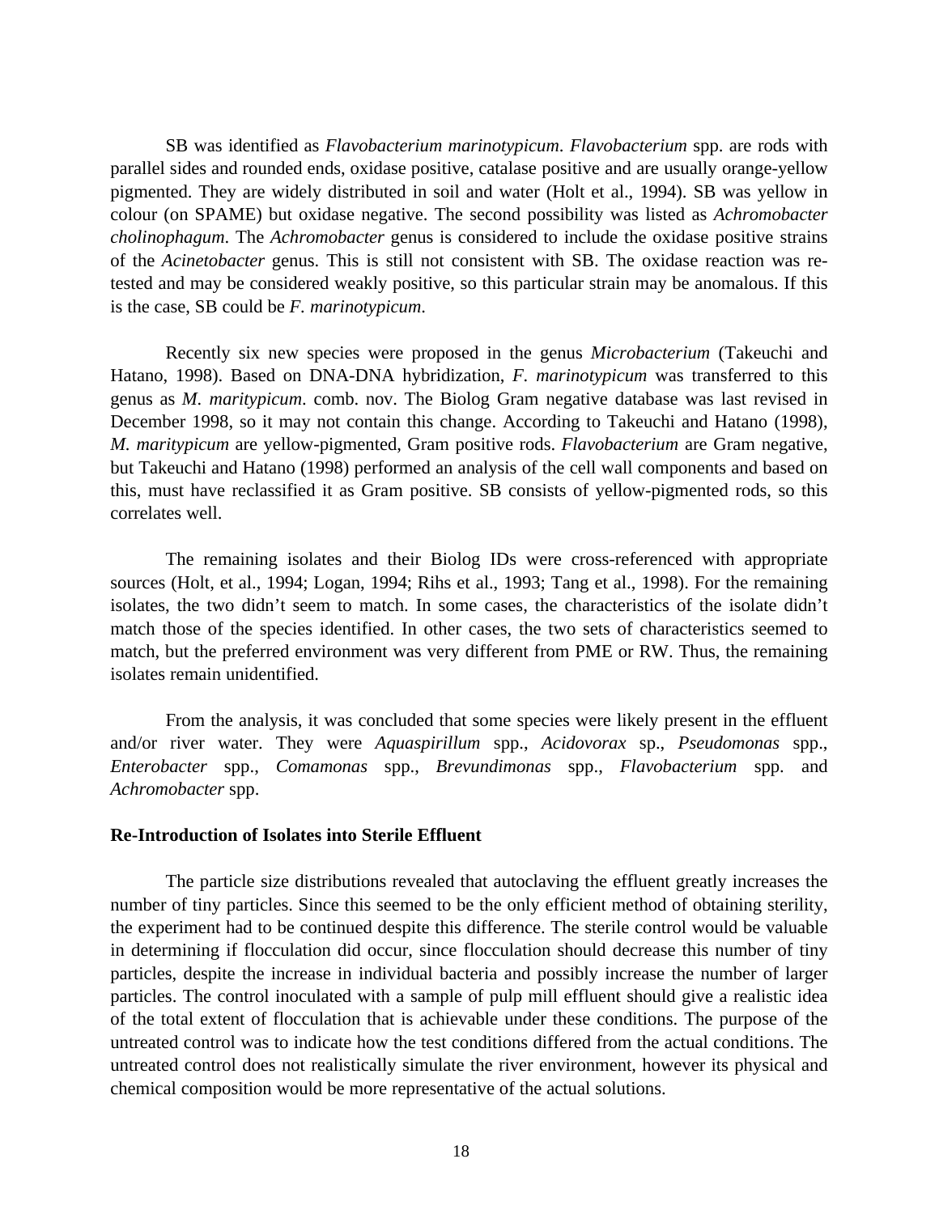SB was identified as *Flavobacterium marinotypicum*. *Flavobacterium* spp. are rods with parallel sides and rounded ends, oxidase positive, catalase positive and are usually orange-yellow pigmented. They are widely distributed in soil and water (Holt et al., 1994). SB was yellow in colour (on SPAME) but oxidase negative. The second possibility was listed as *Achromobacter cholinophagum*. The *Achromobacter* genus is considered to include the oxidase positive strains of the *Acinetobacter* genus. This is still not consistent with SB. The oxidase reaction was re-tested and may be considered weakly positive, so this particular strain may be anomalous. If this is the case, SB could be *F. marinotypicum*.

Recently six new species were proposed in the genus *Microbacterium* (Takeuchi and Hatano, 1998). Based on DNA-DNA hybridization, *F. marinotypicum* was transferred to this genus as *M. maritypicum*. comb. nov. The Biolog Gram negative database was last revised in December 1998, so it may not contain this change. According to Takeuchi and Hatano (1998), *M. maritypicum* are yellow-pigmented, Gram positive rods. *Flavobacterium* are Gram negative, but Takeuchi and Hatano (1998) performed an analysis of the cell wall components and based on this, must have reclassified it as Gram positive. SB consists of yellow-pigmented rods, so this correlates well.

The remaining isolates and their Biolog IDs were cross-referenced with appropriate sources (Holt, et al., 1994; Logan, 1994; Rihs et al., 1993; Tang et al., 1998). For the remaining isolates, the two didn't seem to match. In some cases, the characteristics of the isolate didn't match those of the species identified. In other cases, the two sets of characteristics seemed to match, but the preferred environment was very different from PME or RW. Thus, the remaining isolates remain unidentified.

From the analysis, it was concluded that some species were likely present in the effluent and/or river water. They were *Aquaspirillum* spp., *Acidovorax* sp., *Pseudomonas* spp., *Enterobacter* spp., *Comamonas* spp., *Brevundimonas* spp., *Flavobacterium* spp. and *Achromobacter* spp.

**Re-Introduction of Isolates into Sterile Effluent**

The particle size distributions revealed that autoclaving the effluent greatly increases the number of tiny particles. Since this seemed to be the only efficient method of obtaining sterility, the experiment had to be continued despite this difference. The sterile control would be valuable in determining if flocculation did occur, since flocculation should decrease this number of tiny particles, despite the increase in individual bacteria and possibly increase the number of larger particles. The control inoculated with a sample of pulp mill effluent should give a realistic idea of the total extent of flocculation that is achievable under these conditions. The purpose of the untreated control was to indicate how the test conditions differed from the actual conditions. The untreated control does not realistically simulate the river environment, however its physical and chemical composition would be more representative of the actual solutions.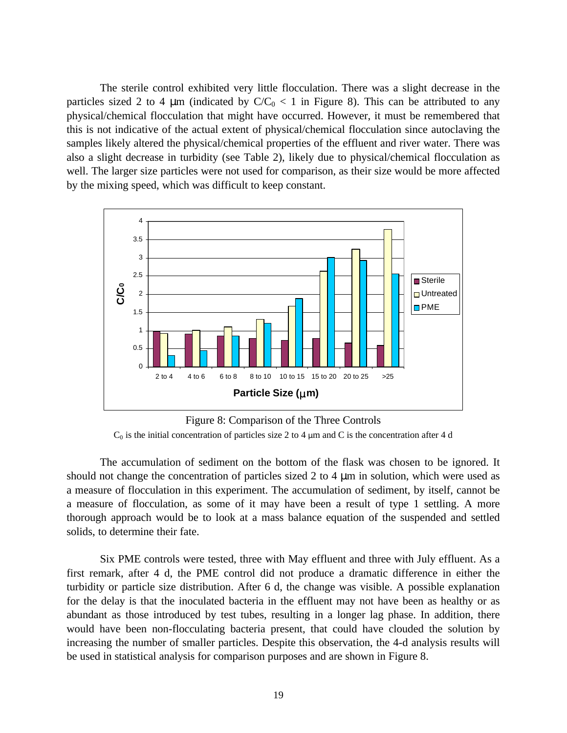The sterile control exhibited very little flocculation. There was a slight decrease in the particles sized 2 to 4 μm (indicated by $C/C_0 < 1$ in Figure 8). This can be attributed to any physical/chemical flocculation that might have occurred. However, it must be remembered that this is not indicative of the actual extent of physical/chemical flocculation since autoclaving the samples likely altered the physical/chemical properties of the effluent and river water. There was also a slight decrease in turbidity (see Table 2), likely due to physical/chemical flocculation as well. The larger size particles were not used for comparison, as their size would be more affected by the mixing speed, which was difficult to keep constant.

Figure 8: Comparison of the Three Controls

$C_0$ is the initial concentration of particles size 2 to 4 μm and C is the concentration after 4 d

The accumulation of sediment on the bottom of the flask was chosen to be ignored. It should not change the concentration of particles sized 2 to 4 μm in solution, which were used as a measure of flocculation in this experiment. The accumulation of sediment, by itself, cannot be a measure of flocculation, as some of it may have been a result of type 1 settling. A more thorough approach would be to look at a mass balance equation of the suspended and settled solids, to determine their fate.

Six PME controls were tested, three with May effluent and three with July effluent. As a first remark, after 4 d, the PME control did not produce a dramatic difference in either the turbidity or particle size distribution. After 6 d, the change was visible. A possible explanation for the delay is that the inoculated bacteria in the effluent may not have been as healthy or as abundant as those introduced by test tubes, resulting in a longer lag phase. In addition, there would have been non-flocculating bacteria present, that could have clouded the solution by increasing the number of smaller particles. Despite this observation, the 4-d analysis results will be used in statistical analysis for comparison purposes and are shown in Figure 8.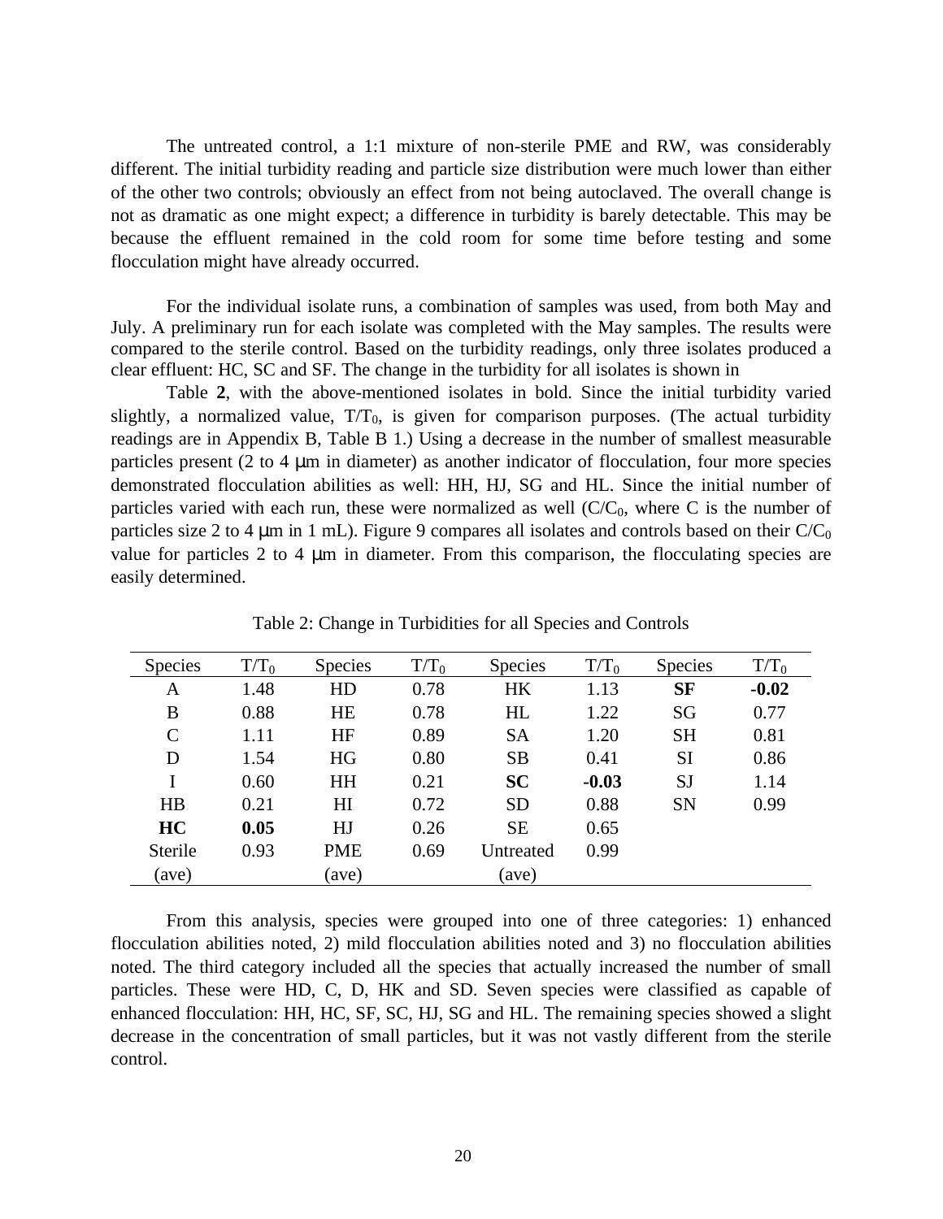The untreated control, a 1:1 mixture of non-sterile PME and RW, was considerably different. The initial turbidity reading and particle size distribution were much lower than either of the other two controls; obviously an effect from not being autoclaved. The overall change is not as dramatic as one might expect; a difference in turbidity is barely detectable. This may be because the effluent remained in the cold room for some time before testing and some flocculation might have already occurred.

For the individual isolate runs, a combination of samples was used, from both May and July. A preliminary run for each isolate was completed with the May samples. The results were compared to the sterile control. Based on the turbidity readings, only three isolates produced a clear effluent: HC, SC and SF. The change in the turbidity for all isolates is shown in

Table **2**, with the above-mentioned isolates in bold. Since the initial turbidity varied slightly, a normalized value, $T/T_0$, is given for comparison purposes. (The actual turbidity readings are in Appendix B, Table B 1.) Using a decrease in the number of smallest measurable particles present (2 to 4 μm in diameter) as another indicator of flocculation, four more species demonstrated flocculation abilities as well: HH, HJ, SG and HL. Since the initial number of particles varied with each run, these were normalized as well ($C/C_0$, where C is the number of particles size 2 to 4 μm in 1 mL). Figure 9 compares all isolates and controls based on their $C/C_0$ value for particles 2 to 4 μm in diameter. From this comparison, the flocculating species are easily determined.

Table 2: Change in Turbidities for all Species and Controls

| Species | $T/T_0$ | Species | $T/T_0$ | Species | $T/T_0$ | Species | $T/T_0$ |
|---|---|---|---|---|---|---|---|
| A | 1.48 | HD | 0.78 | HK | 1.13 | **SF** | **-0.02** |
| B | 0.88 | HE | 0.78 | HL | 1.22 | SG | 0.77 |
| C | 1.11 | HF | 0.89 | SA | 1.20 | SH | 0.81 |
| D | 1.54 | HG | 0.80 | SB | 0.41 | SI | 0.86 |
| I | 0.60 | HH | 0.21 | **SC** | **-0.03** | SJ | 1.14 |
| HB | 0.21 | HI | 0.72 | SD | 0.88 | SN | 0.99 |
| **HC** | **0.05** | HJ | 0.26 | SE | 0.65 | | |
| Sterile (ave) | 0.93 | PME (ave) | 0.69 | Untreated (ave) | 0.99 | | |

From this analysis, species were grouped into one of three categories: 1) enhanced flocculation abilities noted, 2) mild flocculation abilities noted and 3) no flocculation abilities noted. The third category included all the species that actually increased the number of small particles. These were HD, C, D, HK and SD. Seven species were classified as capable of enhanced flocculation: HH, HC, SF, SC, HJ, SG and HL. The remaining species showed a slight decrease in the concentration of small particles, but it was not vastly different from the sterile control.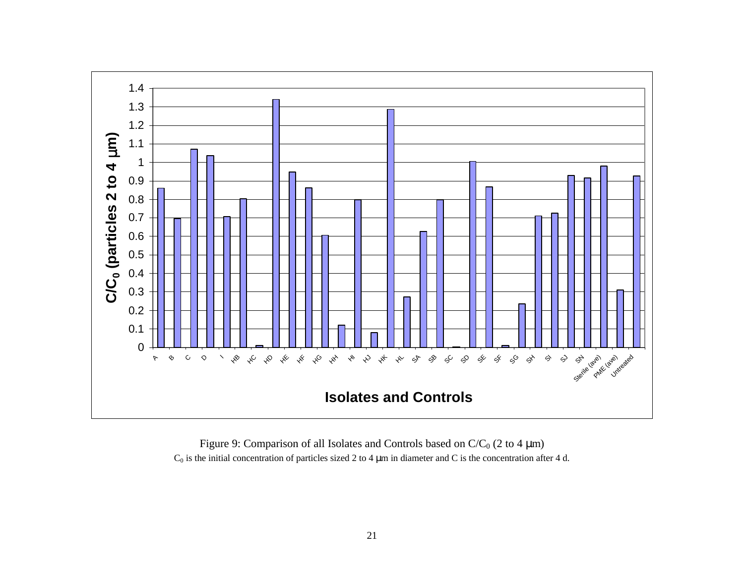Figure 9: Comparison of all Isolates and Controls based on $C/C_0$ (2 to 4 μm)

$C_0$ is the initial concentration of particles sized 2 to 4 μm in diameter and C is the concentration after 4 d.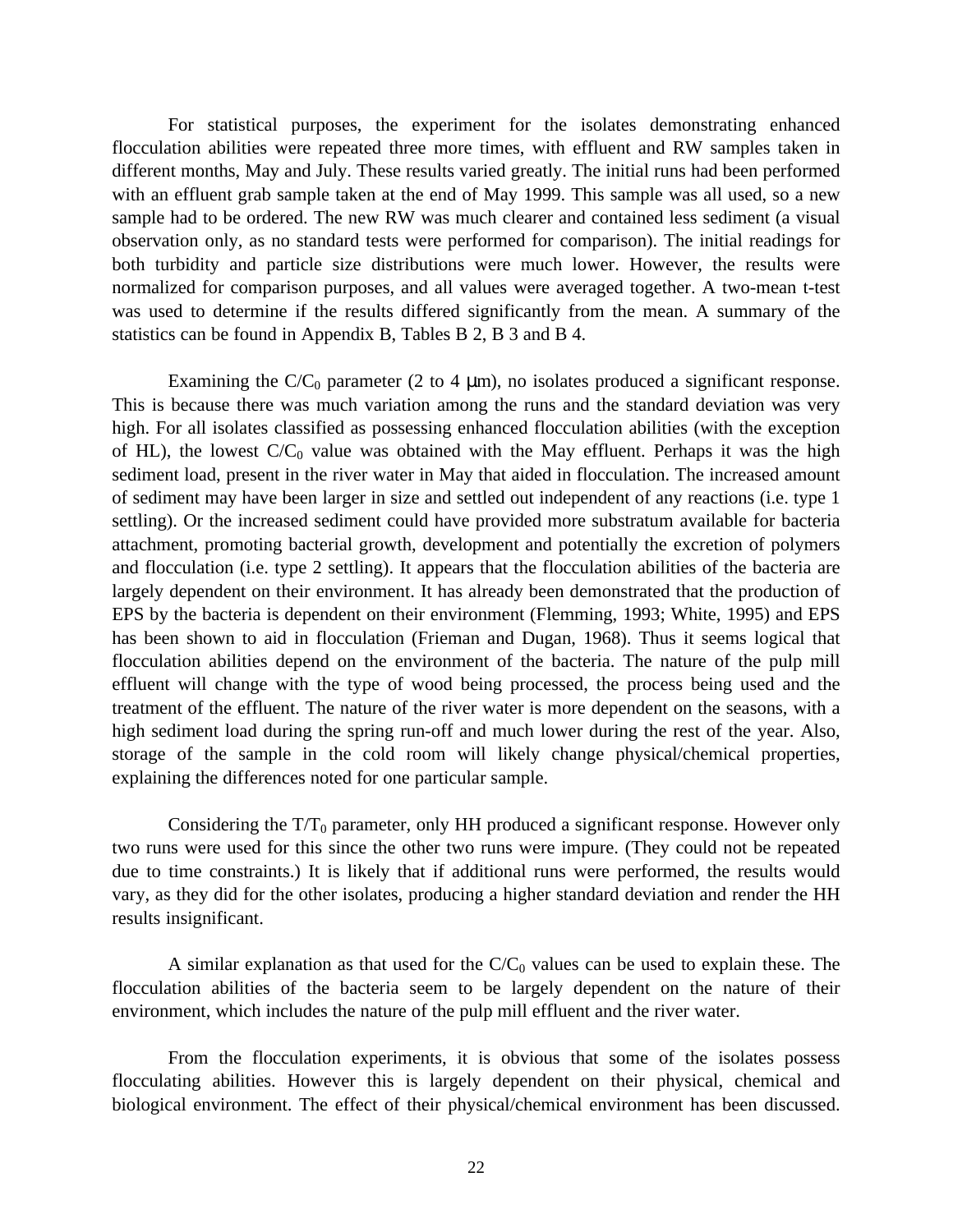For statistical purposes, the experiment for the isolates demonstrating enhanced flocculation abilities were repeated three more times, with effluent and RW samples taken in different months, May and July. These results varied greatly. The initial runs had been performed with an effluent grab sample taken at the end of May 1999. This sample was all used, so a new sample had to be ordered. The new RW was much clearer and contained less sediment (a visual observation only, as no standard tests were performed for comparison). The initial readings for both turbidity and particle size distributions were much lower. However, the results were normalized for comparison purposes, and all values were averaged together. A two-mean t-test was used to determine if the results differed significantly from the mean. A summary of the statistics can be found in Appendix B, Tables B 2, B 3 and B 4.

Examining the $C/C_0$ parameter (2 to 4 μm), no isolates produced a significant response. This is because there was much variation among the runs and the standard deviation was very high. For all isolates classified as possessing enhanced flocculation abilities (with the exception of HL), the lowest $C/C_0$ value was obtained with the May effluent. Perhaps it was the high sediment load, present in the river water in May that aided in flocculation. The increased amount of sediment may have been larger in size and settled out independent of any reactions (i.e. type 1 settling). Or the increased sediment could have provided more substratum available for bacteria attachment, promoting bacterial growth, development and potentially the excretion of polymers and flocculation (i.e. type 2 settling). It appears that the flocculation abilities of the bacteria are largely dependent on their environment. It has already been demonstrated that the production of EPS by the bacteria is dependent on their environment (Flemming, 1993; White, 1995) and EPS has been shown to aid in flocculation (Frieman and Dugan, 1968). Thus it seems logical that flocculation abilities depend on the environment of the bacteria. The nature of the pulp mill effluent will change with the type of wood being processed, the process being used and the treatment of the effluent. The nature of the river water is more dependent on the seasons, with a high sediment load during the spring run-off and much lower during the rest of the year. Also, storage of the sample in the cold room will likely change physical/chemical properties, explaining the differences noted for one particular sample.

Considering the $T/T_0$ parameter, only HH produced a significant response. However only two runs were used for this since the other two runs were impure. (They could not be repeated due to time constraints.) It is likely that if additional runs were performed, the results would vary, as they did for the other isolates, producing a higher standard deviation and render the HH results insignificant.

A similar explanation as that used for the $C/C_0$ values can be used to explain these. The flocculation abilities of the bacteria seem to be largely dependent on the nature of their environment, which includes the nature of the pulp mill effluent and the river water.

From the flocculation experiments, it is obvious that some of the isolates possess flocculating abilities. However this is largely dependent on their physical, chemical and biological environment. The effect of their physical/chemical environment has been discussed.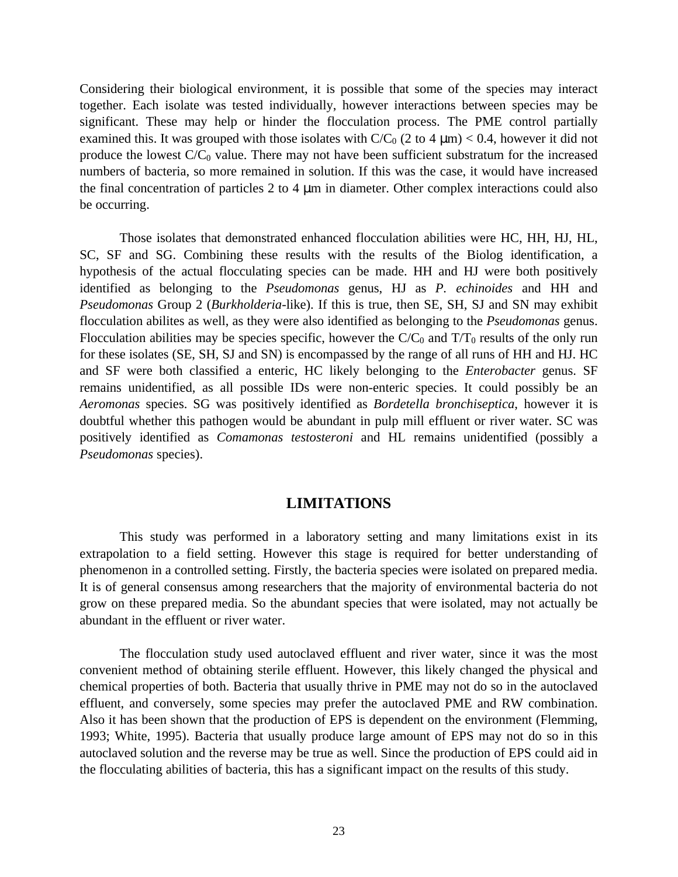Considering their biological environment, it is possible that some of the species may interact together. Each isolate was tested individually, however interactions between species may be significant. These may help or hinder the flocculation process. The PME control partially examined this. It was grouped with those isolates with $C/C_0$ (2 to 4 μm) < 0.4, however it did not produce the lowest $C/C_0$ value. There may not have been sufficient substratum for the increased numbers of bacteria, so more remained in solution. If this was the case, it would have increased the final concentration of particles 2 to 4 μm in diameter. Other complex interactions could also be occurring.

Those isolates that demonstrated enhanced flocculation abilities were HC, HH, HJ, HL, SC, SF and SG. Combining these results with the results of the Biolog identification, a hypothesis of the actual flocculating species can be made. HH and HJ were both positively identified as belonging to the *Pseudomonas* genus, HJ as *P. echinoides* and HH and *Pseudomonas* Group 2 (*Burkholderia*-like). If this is true, then SE, SH, SJ and SN may exhibit flocculation abilites as well, as they were also identified as belonging to the *Pseudomonas* genus. Flocculation abilities may be species specific, however the $C/C_0$ and $T/T_0$ results of the only run for these isolates (SE, SH, SJ and SN) is encompassed by the range of all runs of HH and HJ. HC and SF were both classified a enteric, HC likely belonging to the *Enterobacter* genus. SF remains unidentified, as all possible IDs were non-enteric species. It could possibly be an *Aeromonas* species. SG was positively identified as *Bordetella bronchiseptica*, however it is doubtful whether this pathogen would be abundant in pulp mill effluent or river water. SC was positively identified as *Comamonas testosteroni* and HL remains unidentified (possibly a *Pseudomonas* species).

## LIMITATIONS

This study was performed in a laboratory setting and many limitations exist in its extrapolation to a field setting. However this stage is required for better understanding of phenomenon in a controlled setting. Firstly, the bacteria species were isolated on prepared media. It is of general consensus among researchers that the majority of environmental bacteria do not grow on these prepared media. So the abundant species that were isolated, may not actually be abundant in the effluent or river water.

The flocculation study used autoclaved effluent and river water, since it was the most convenient method of obtaining sterile effluent. However, this likely changed the physical and chemical properties of both. Bacteria that usually thrive in PME may not do so in the autoclaved effluent, and conversely, some species may prefer the autoclaved PME and RW combination. Also it has been shown that the production of EPS is dependent on the environment (Flemming, 1993; White, 1995). Bacteria that usually produce large amount of EPS may not do so in this autoclaved solution and the reverse may be true as well. Since the production of EPS could aid in the flocculating abilities of bacteria, this has a significant impact on the results of this study.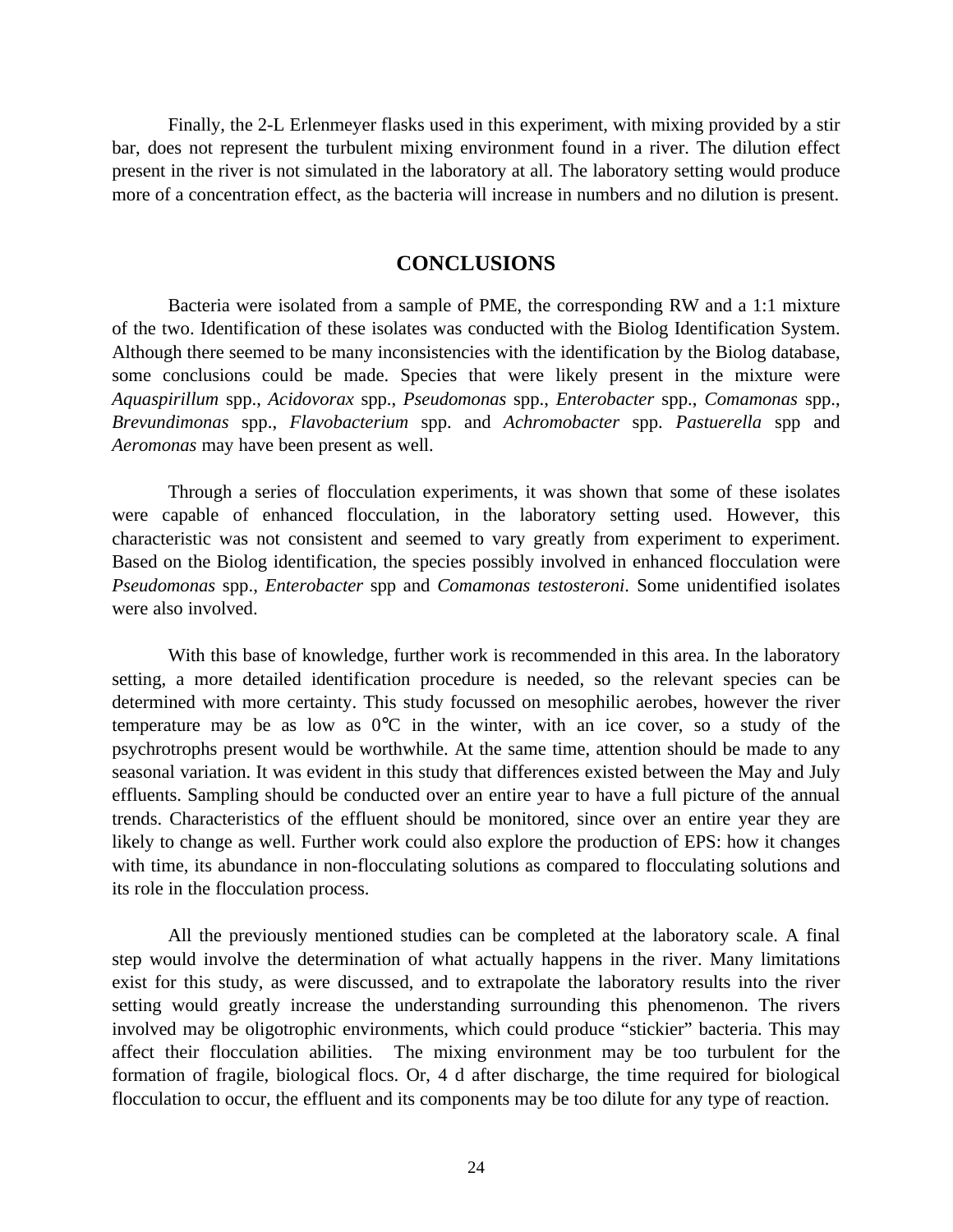Finally, the 2-L Erlenmeyer flasks used in this experiment, with mixing provided by a stir bar, does not represent the turbulent mixing environment found in a river. The dilution effect present in the river is not simulated in the laboratory at all. The laboratory setting would produce more of a concentration effect, as the bacteria will increase in numbers and no dilution is present.

## CONCLUSIONS

Bacteria were isolated from a sample of PME, the corresponding RW and a 1:1 mixture of the two. Identification of these isolates was conducted with the Biolog Identification System. Although there seemed to be many inconsistencies with the identification by the Biolog database, some conclusions could be made. Species that were likely present in the mixture were *Aquaspirillum* spp., *Acidovorax* spp., *Pseudomonas* spp., *Enterobacter* spp., *Comamonas* spp., *Brevundimonas* spp., *Flavobacterium* spp. and *Achromobacter* spp. *Pastuerella* spp and *Aeromonas* may have been present as well.

Through a series of flocculation experiments, it was shown that some of these isolates were capable of enhanced flocculation, in the laboratory setting used. However, this characteristic was not consistent and seemed to vary greatly from experiment to experiment. Based on the Biolog identification, the species possibly involved in enhanced flocculation were *Pseudomonas* spp., *Enterobacter* spp and *Comamonas testosteroni*. Some unidentified isolates were also involved.

With this base of knowledge, further work is recommended in this area. In the laboratory setting, a more detailed identification procedure is needed, so the relevant species can be determined with more certainty. This study focussed on mesophilic aerobes, however the river temperature may be as low as 0°C in the winter, with an ice cover, so a study of the psychrotrophs present would be worthwhile. At the same time, attention should be made to any seasonal variation. It was evident in this study that differences existed between the May and July effluents. Sampling should be conducted over an entire year to have a full picture of the annual trends. Characteristics of the effluent should be monitored, since over an entire year they are likely to change as well. Further work could also explore the production of EPS: how it changes with time, its abundance in non-flocculating solutions as compared to flocculating solutions and its role in the flocculation process.

All the previously mentioned studies can be completed at the laboratory scale. A final step would involve the determination of what actually happens in the river. Many limitations exist for this study, as were discussed, and to extrapolate the laboratory results into the river setting would greatly increase the understanding surrounding this phenomenon. The rivers involved may be oligotrophic environments, which could produce "stickier" bacteria. This may affect their flocculation abilities. The mixing environment may be too turbulent for the formation of fragile, biological flocs. Or, 4 d after discharge, the time required for biological flocculation to occur, the effluent and its components may be too dilute for any type of reaction.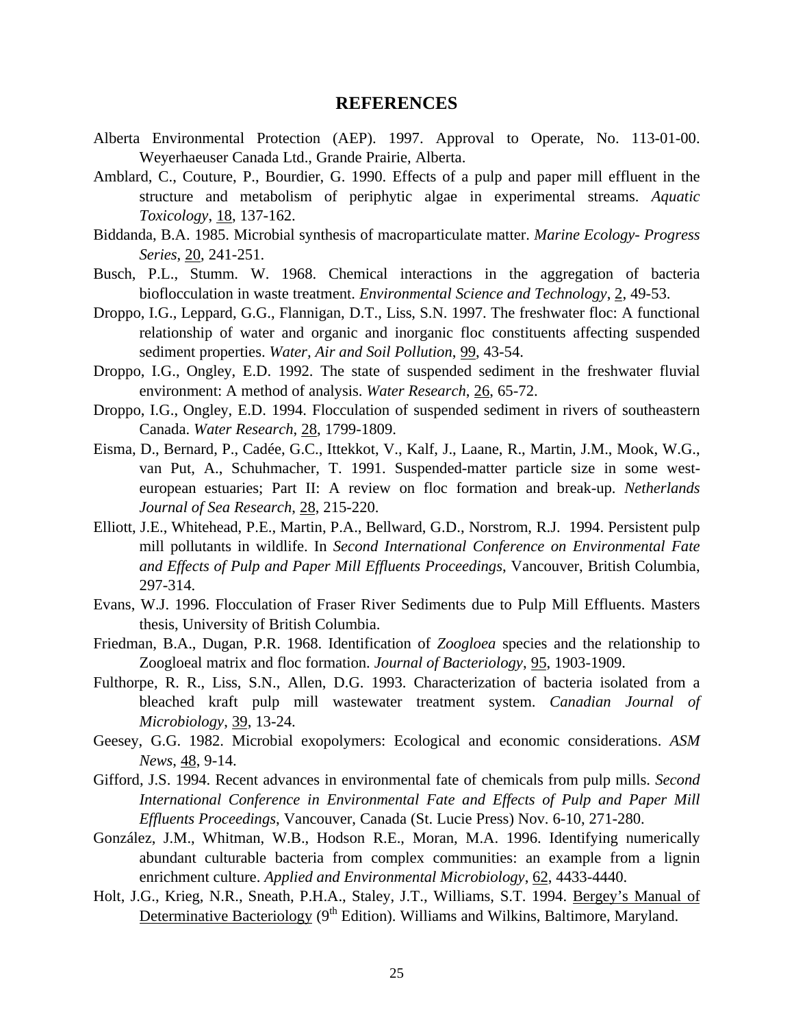## REFERENCES

Alberta Environmental Protection (AEP). 1997. Approval to Operate, No. 113-01-00. Weyerhaeuser Canada Ltd., Grande Prairie, Alberta.

Amblard, C., Couture, P., Bourdier, G. 1990. Effects of a pulp and paper mill effluent in the structure and metabolism of periphytic algae in experimental streams. *Aquatic Toxicology*, 18, 137-162.

Biddanda, B.A. 1985. Microbial synthesis of macroparticulate matter. *Marine Ecology- Progress Series*, 20, 241-251.

Busch, P.L., Stumm. W. 1968. Chemical interactions in the aggregation of bacteria bioflocculation in waste treatment. *Environmental Science and Technology*, 2, 49-53.

Droppo, I.G., Leppard, G.G., Flannigan, D.T., Liss, S.N. 1997. The freshwater floc: A functional relationship of water and organic and inorganic floc constituents affecting suspended sediment properties. *Water, Air and Soil Pollution*, 99, 43-54.

Droppo, I.G., Ongley, E.D. 1992. The state of suspended sediment in the freshwater fluvial environment: A method of analysis. *Water Research*, 26, 65-72.

Droppo, I.G., Ongley, E.D. 1994. Flocculation of suspended sediment in rivers of southeastern Canada. *Water Research*, 28, 1799-1809.

Eisma, D., Bernard, P., Cadée, G.C., Ittekkot, V., Kalf, J., Laane, R., Martin, J.M., Mook, W.G., van Put, A., Schuhmacher, T. 1991. Suspended-matter particle size in some west-european estuaries; Part II: A review on floc formation and break-up. *Netherlands Journal of Sea Research*, 28, 215-220.

Elliott, J.E., Whitehead, P.E., Martin, P.A., Bellward, G.D., Norstrom, R.J. 1994. Persistent pulp mill pollutants in wildlife. In *Second International Conference on Environmental Fate and Effects of Pulp and Paper Mill Effluents Proceedings*, Vancouver, British Columbia, 297-314.

Evans, W.J. 1996. Flocculation of Fraser River Sediments due to Pulp Mill Effluents. Masters thesis, University of British Columbia.

Friedman, B.A., Dugan, P.R. 1968. Identification of *Zoogloea* species and the relationship to Zoogloeal matrix and floc formation. *Journal of Bacteriology*, 95, 1903-1909.

Fulthorpe, R. R., Liss, S.N., Allen, D.G. 1993. Characterization of bacteria isolated from a bleached kraft pulp mill wastewater treatment system. *Canadian Journal of Microbiology*, 39, 13-24.

Geesey, G.G. 1982. Microbial exopolymers: Ecological and economic considerations. *ASM News*, 48, 9-14.

Gifford, J.S. 1994. Recent advances in environmental fate of chemicals from pulp mills. *Second International Conference in Environmental Fate and Effects of Pulp and Paper Mill Effluents Proceedings*, Vancouver, Canada (St. Lucie Press) Nov. 6-10, 271-280.

González, J.M., Whitman, W.B., Hodson R.E., Moran, M.A. 1996. Identifying numerically abundant culturable bacteria from complex communities: an example from a lignin enrichment culture. *Applied and Environmental Microbiology*, 62, 4433-4440.

Holt, J.G., Krieg, N.R., Sneath, P.H.A., Staley, J.T., Williams, S.T. 1994. Bergey's Manual of Determinative Bacteriology (9th Edition). Williams and Wilkins, Baltimore, Maryland.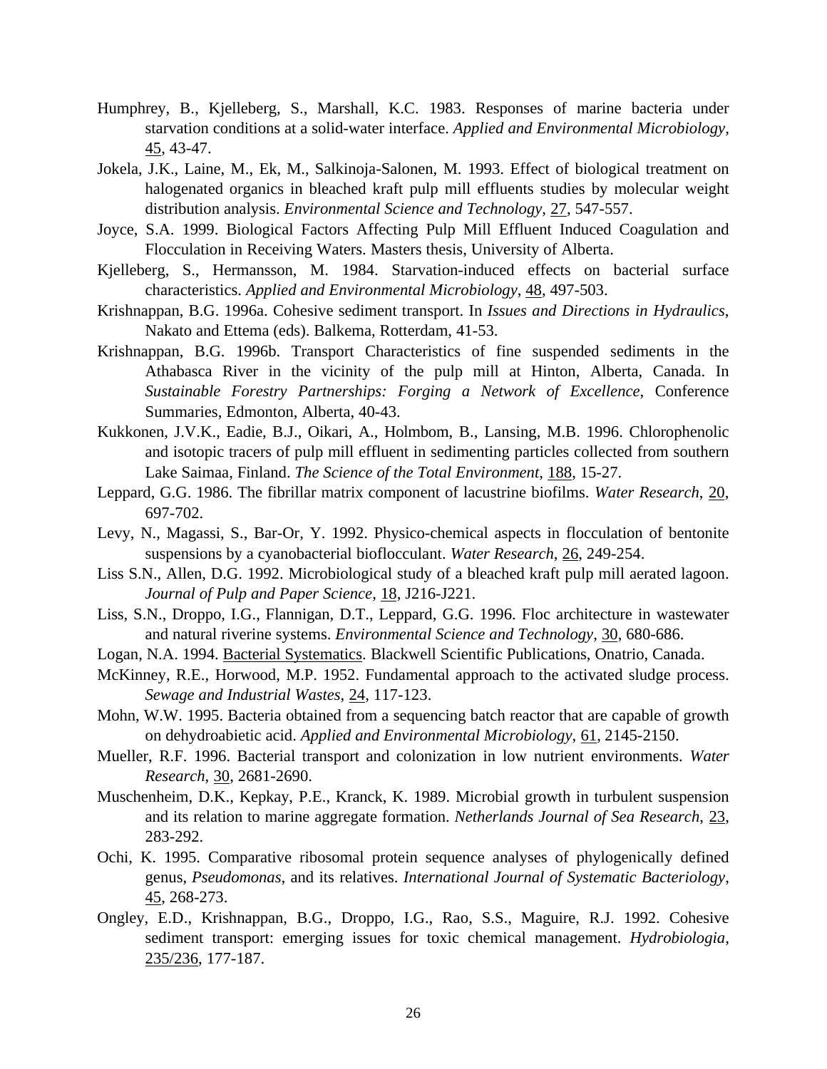Humphrey, B., Kjelleberg, S., Marshall, K.C. 1983. Responses of marine bacteria under starvation conditions at a solid-water interface. *Applied and Environmental Microbiology*, 45, 43-47.

Jokela, J.K., Laine, M., Ek, M., Salkinoja-Salonen, M. 1993. Effect of biological treatment on halogenated organics in bleached kraft pulp mill effluents studies by molecular weight distribution analysis. *Environmental Science and Technology*, 27, 547-557.

Joyce, S.A. 1999. Biological Factors Affecting Pulp Mill Effluent Induced Coagulation and Flocculation in Receiving Waters. Masters thesis, University of Alberta.

Kjelleberg, S., Hermansson, M. 1984. Starvation-induced effects on bacterial surface characteristics. *Applied and Environmental Microbiology*, 48, 497-503.

Krishnappan, B.G. 1996a. Cohesive sediment transport. In *Issues and Directions in Hydraulics*, Nakato and Ettema (eds). Balkema, Rotterdam, 41-53.

Krishnappan, B.G. 1996b. Transport Characteristics of fine suspended sediments in the Athabasca River in the vicinity of the pulp mill at Hinton, Alberta, Canada. In *Sustainable Forestry Partnerships: Forging a Network of Excellence*, Conference Summaries, Edmonton, Alberta, 40-43.

Kukkonen, J.V.K., Eadie, B.J., Oikari, A., Holmbom, B., Lansing, M.B. 1996. Chlorophenolic and isotopic tracers of pulp mill effluent in sedimenting particles collected from southern Lake Saimaa, Finland. *The Science of the Total Environment*, 188, 15-27.

Leppard, G.G. 1986. The fibrillar matrix component of lacustrine biofilms. *Water Research*, 20, 697-702.

Levy, N., Magassi, S., Bar-Or, Y. 1992. Physico-chemical aspects in flocculation of bentonite suspensions by a cyanobacterial bioflocculant. *Water Research*, 26, 249-254.

Liss S.N., Allen, D.G. 1992. Microbiological study of a bleached kraft pulp mill aerated lagoon. *Journal of Pulp and Paper Science*, 18, J216-J221.

Liss, S.N., Droppo, I.G., Flannigan, D.T., Leppard, G.G. 1996. Floc architecture in wastewater and natural riverine systems. *Environmental Science and Technology*, 30, 680-686.

Logan, N.A. 1994. Bacterial Systematics. Blackwell Scientific Publications, Onatrio, Canada.

McKinney, R.E., Horwood, M.P. 1952. Fundamental approach to the activated sludge process. *Sewage and Industrial Wastes*, 24, 117-123.

Mohn, W.W. 1995. Bacteria obtained from a sequencing batch reactor that are capable of growth on dehydroabietic acid. *Applied and Environmental Microbiology*, 61, 2145-2150.

Mueller, R.F. 1996. Bacterial transport and colonization in low nutrient environments. *Water Research*, 30, 2681-2690.

Muschenheim, D.K., Kepkay, P.E., Kranck, K. 1989. Microbial growth in turbulent suspension and its relation to marine aggregate formation. *Netherlands Journal of Sea Research*, 23, 283-292.

Ochi, K. 1995. Comparative ribosomal protein sequence analyses of phylogenically defined genus, *Pseudomonas*, and its relatives. *International Journal of Systematic Bacteriology*, 45, 268-273.

Ongley, E.D., Krishnappan, B.G., Droppo, I.G., Rao, S.S., Maguire, R.J. 1992. Cohesive sediment transport: emerging issues for toxic chemical management. *Hydrobiologia*, 235/236, 177-187.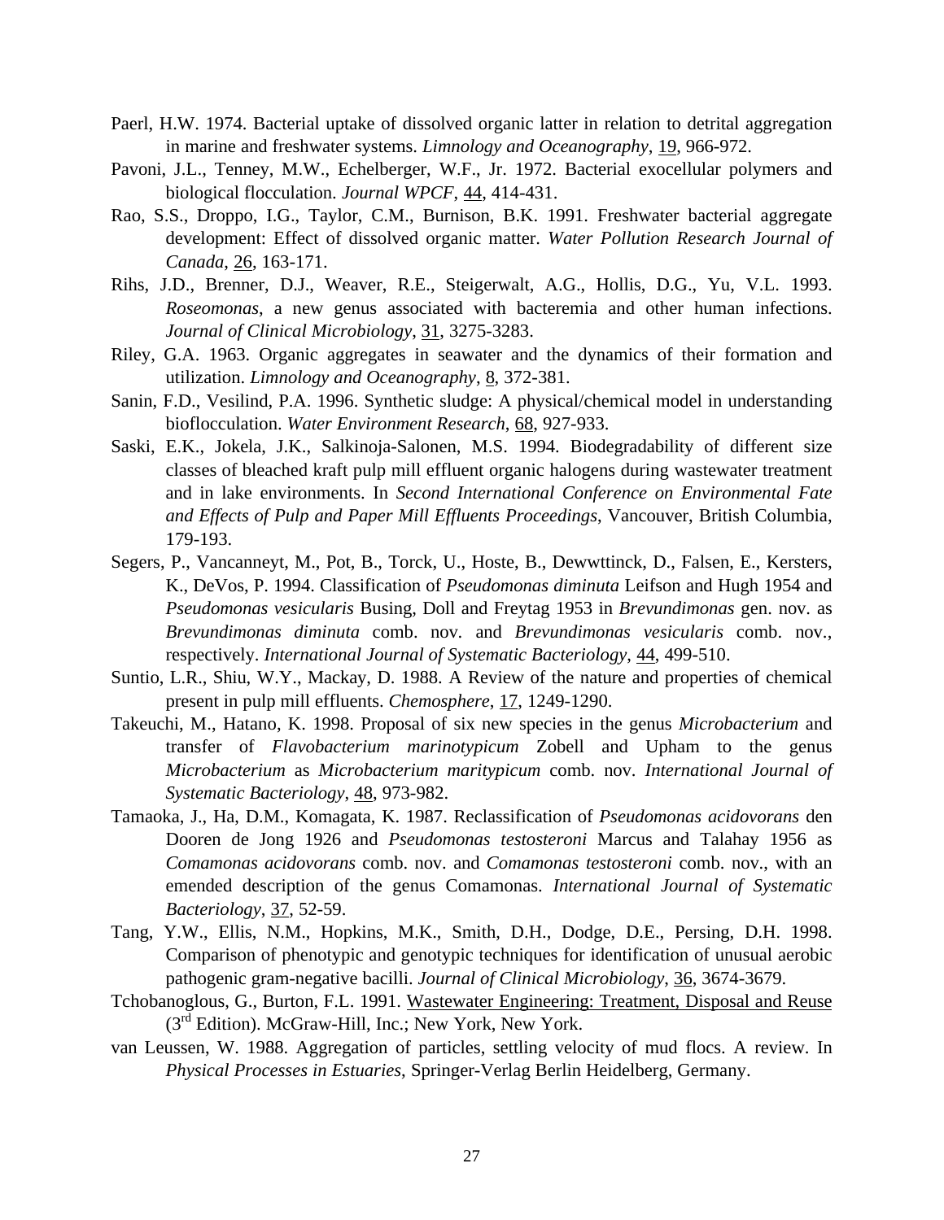Paerl, H.W. 1974. Bacterial uptake of dissolved organic latter in relation to detrital aggregation in marine and freshwater systems. *Limnology and Oceanography*, 19, 966-972.

Pavoni, J.L., Tenney, M.W., Echelberger, W.F., Jr. 1972. Bacterial exocellular polymers and biological flocculation. *Journal WPCF*, 44, 414-431.

Rao, S.S., Droppo, I.G., Taylor, C.M., Burnison, B.K. 1991. Freshwater bacterial aggregate development: Effect of dissolved organic matter. *Water Pollution Research Journal of Canada*, 26, 163-171.

Rihs, J.D., Brenner, D.J., Weaver, R.E., Steigerwalt, A.G., Hollis, D.G., Yu, V.L. 1993. *Roseomonas*, a new genus associated with bacteremia and other human infections. *Journal of Clinical Microbiology*, 31, 3275-3283.

Riley, G.A. 1963. Organic aggregates in seawater and the dynamics of their formation and utilization. *Limnology and Oceanography*, 8, 372-381.

Sanin, F.D., Vesilind, P.A. 1996. Synthetic sludge: A physical/chemical model in understanding bioflocculation. *Water Environment Research*, 68, 927-933.

Saski, E.K., Jokela, J.K., Salkinoja-Salonen, M.S. 1994. Biodegradability of different size classes of bleached kraft pulp mill effluent organic halogens during wastewater treatment and in lake environments. In *Second International Conference on Environmental Fate and Effects of Pulp and Paper Mill Effluents Proceedings*, Vancouver, British Columbia, 179-193.

Segers, P., Vancanneyt, M., Pot, B., Torck, U., Hoste, B., Dewwttinck, D., Falsen, E., Kersters, K., DeVos, P. 1994. Classification of *Pseudomonas diminuta* Leifson and Hugh 1954 and *Pseudomonas vesicularis* Busing, Doll and Freytag 1953 in *Brevundimonas* gen. nov. as *Brevundimonas diminuta* comb. nov. and *Brevundimonas vesicularis* comb. nov., respectively. *International Journal of Systematic Bacteriology*, 44, 499-510.

Suntio, L.R., Shiu, W.Y., Mackay, D. 1988. A Review of the nature and properties of chemical present in pulp mill effluents. *Chemosphere*, 17, 1249-1290.

Takeuchi, M., Hatano, K. 1998. Proposal of six new species in the genus *Microbacterium* and transfer of *Flavobacterium marinotypicum* Zobell and Upham to the genus *Microbacterium* as *Microbacterium maritypicum* comb. nov. *International Journal of Systematic Bacteriology*, 48, 973-982.

Tamaoka, J., Ha, D.M., Komagata, K. 1987. Reclassification of *Pseudomonas acidovorans* den Dooren de Jong 1926 and *Pseudomonas testosteroni* Marcus and Talahay 1956 as *Comamonas acidovorans* comb. nov. and *Comamonas testosteroni* comb. nov., with an emended description of the genus Comamonas. *International Journal of Systematic Bacteriology*, 37, 52-59.

Tang, Y.W., Ellis, N.M., Hopkins, M.K., Smith, D.H., Dodge, D.E., Persing, D.H. 1998. Comparison of phenotypic and genotypic techniques for identification of unusual aerobic pathogenic gram-negative bacilli. *Journal of Clinical Microbiology*, 36, 3674-3679.

Tchobanoglous, G., Burton, F.L. 1991. Wastewater Engineering: Treatment, Disposal and Reuse (3rd Edition). McGraw-Hill, Inc.; New York, New York.

van Leussen, W. 1988. Aggregation of particles, settling velocity of mud flocs. A review. In *Physical Processes in Estuaries*, Springer-Verlag Berlin Heidelberg, Germany.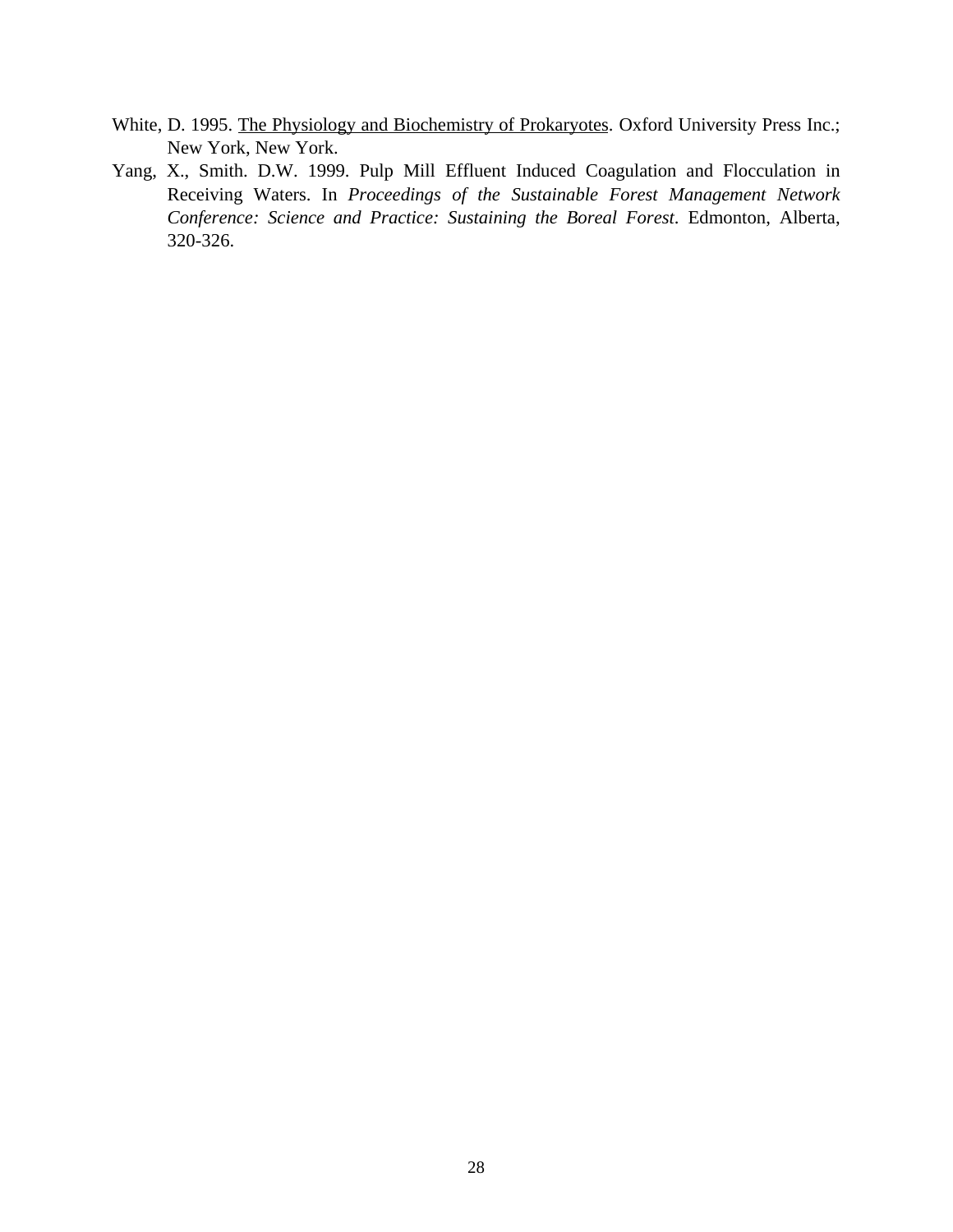White, D. 1995. The Physiology and Biochemistry of Prokaryotes. Oxford University Press Inc.; New York, New York.

Yang, X., Smith. D.W. 1999. Pulp Mill Effluent Induced Coagulation and Flocculation in Receiving Waters. In *Proceedings of the Sustainable Forest Management Network Conference: Science and Practice: Sustaining the Boreal Forest*. Edmonton, Alberta, 320-326.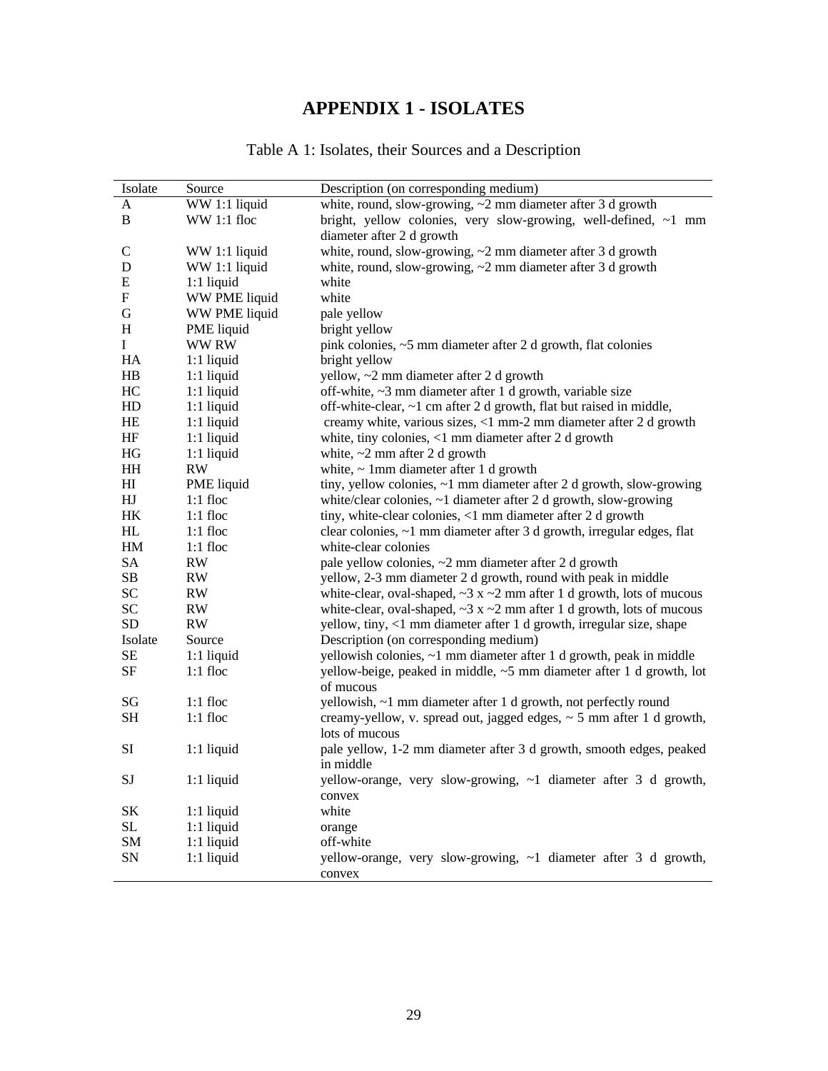# APPENDIX 1 - ISOLATES

Table A 1: Isolates, their Sources and a Description

| Isolate | Source | Description (on corresponding medium) |
|---|---|---|
| A | WW 1:1 liquid | white, round, slow-growing, ~2 mm diameter after 3 d growth |
| B | WW 1:1 floc | bright, yellow colonies, very slow-growing, well-defined, ~1 mm diameter after 2 d growth |
| C | WW 1:1 liquid | white, round, slow-growing, ~2 mm diameter after 3 d growth |
| D | WW 1:1 liquid | white, round, slow-growing, ~2 mm diameter after 3 d growth |
| E | 1:1 liquid | white |
| F | WW PME liquid | white |
| G | WW PME liquid | pale yellow |
| H | PME liquid | bright yellow |
| I | WW RW | pink colonies, ~5 mm diameter after 2 d growth, flat colonies |
| HA | 1:1 liquid | bright yellow |
| HB | 1:1 liquid | yellow, ~2 mm diameter after 2 d growth |
| HC | 1:1 liquid | off-white, ~3 mm diameter after 1 d growth, variable size |
| HD | 1:1 liquid | off-white-clear, ~1 cm after 2 d growth, flat but raised in middle, |
| HE | 1:1 liquid | creamy white, various sizes, <1 mm-2 mm diameter after 2 d growth |
| HF | 1:1 liquid | white, tiny colonies, <1 mm diameter after 2 d growth |
| HG | 1:1 liquid | white, ~2 mm after 2 d growth |
| HH | RW | white, ~ 1mm diameter after 1 d growth |
| HI | PME liquid | tiny, yellow colonies, ~1 mm diameter after 2 d growth, slow-growing |
| HJ | 1:1 floc | white/clear colonies, ~1 diameter after 2 d growth, slow-growing |
| HK | 1:1 floc | tiny, white-clear colonies, <1 mm diameter after 2 d growth |
| HL | 1:1 floc | clear colonies, ~1 mm diameter after 3 d growth, irregular edges, flat |
| HM | 1:1 floc | white-clear colonies |
| SA | RW | pale yellow colonies, ~2 mm diameter after 2 d growth |
| SB | RW | yellow, 2-3 mm diameter 2 d growth, round with peak in middle |
| SC | RW | white-clear, oval-shaped, ~3 x ~2 mm after 1 d growth, lots of mucous |
| SC | RW | white-clear, oval-shaped, ~3 x ~2 mm after 1 d growth, lots of mucous |
| SD | RW | yellow, tiny, <1 mm diameter after 1 d growth, irregular size, shape |
| Isolate | Source | Description (on corresponding medium) |
| SE | 1:1 liquid | yellowish colonies, ~1 mm diameter after 1 d growth, peak in middle |
| SF | 1:1 floc | yellow-beige, peaked in middle, ~5 mm diameter after 1 d growth, lot of mucous |
| SG | 1:1 floc | yellowish, ~1 mm diameter after 1 d growth, not perfectly round |
| SH | 1:1 floc | creamy-yellow, v. spread out, jagged edges, ~ 5 mm after 1 d growth, lots of mucous |
| SI | 1:1 liquid | pale yellow, 1-2 mm diameter after 3 d growth, smooth edges, peaked in middle |
| SJ | 1:1 liquid | yellow-orange, very slow-growing, ~1 diameter after 3 d growth, convex |
| SK | 1:1 liquid | white |
| SL | 1:1 liquid | orange |
| SM | 1:1 liquid | off-white |
| SN | 1:1 liquid | yellow-orange, very slow-growing, ~1 diameter after 3 d growth, convex |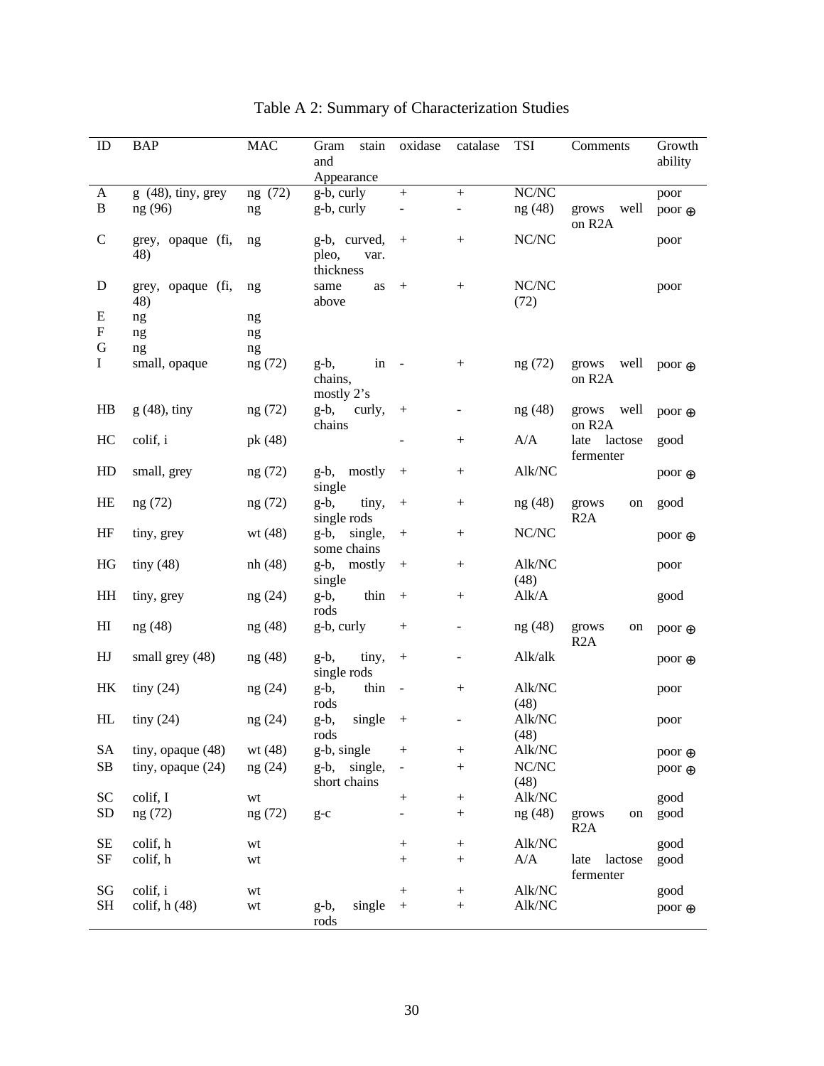Table A 2: Summary of Characterization Studies

| ID | BAP | MAC | Gram stain and Appearance | oxidase | catalase | TSI | Comments | Growth ability |
|---|---|---|---|---|---|---|---|---|
| A | g (48), tiny, grey | ng (72) | g-b, curly | + | + | NC/NC | | poor |
| B | ng (96) | ng | g-b, curly | - | - | ng (48) | grows well on R2A | poor ⊕ |
| C | grey, opaque (fi, 48) | ng | g-b, curved, pleo, var. thickness | + | + | NC/NC | | poor |
| D | grey, opaque (fi, 48) | ng | same as above | + | + | NC/NC (72) | | poor |
| E | ng | ng | | | | | | |
| F | ng | ng | | | | | | |
| G | ng | ng | | | | | | |
| I | small, opaque | ng (72) | g-b, in chains, mostly 2's | - | + | ng (72) | grows well on R2A | poor ⊕ |
| HB | g (48), tiny | ng (72) | g-b, curly, chains | + | - | ng (48) | grows well on R2A | poor ⊕ |
| HC | colif, i | pk (48) | | - | + | A/A | late lactose fermenter | good |
| HD | small, grey | ng (72) | g-b, mostly single | + | + | Alk/NC | | poor ⊕ |
| HE | ng (72) | ng (72) | g-b, tiny, single rods | + | + | ng (48) | grows on R2A | good |
| HF | tiny, grey | wt (48) | g-b, single, some chains | + | + | NC/NC | | poor ⊕ |
| HG | tiny (48) | nh (48) | g-b, mostly single | + | + | Alk/NC (48) | | poor |
| HH | tiny, grey | ng (24) | g-b, thin rods | + | + | Alk/A | | good |
| HI | ng (48) | ng (48) | g-b, curly | + | - | ng (48) | grows on R2A | poor ⊕ |
| HJ | small grey (48) | ng (48) | g-b, tiny, single rods | + | - | Alk/alk | | poor ⊕ |
| HK | tiny (24) | ng (24) | g-b, thin rods | - | + | Alk/NC (48) | | poor |
| HL | tiny (24) | ng (24) | g-b, single rods | + | - | Alk/NC (48) | | poor |
| SA | tiny, opaque (48) | wt (48) | g-b, single | + | + | Alk/NC | | poor ⊕ |
| SB | tiny, opaque (24) | ng (24) | g-b, single, short chains | - | + | NC/NC (48) | | poor ⊕ |
| SC | colif, I | wt | | + | + | Alk/NC | | good |
| SD | ng (72) | ng (72) | g-c | - | + | ng (48) | grows on R2A | good |
| SE | colif, h | wt | | + | + | Alk/NC | | good |
| SF | colif, h | wt | | + | + | A/A | late lactose fermenter | good |
| SG | colif, i | wt | | + | + | Alk/NC | | good |
| SH | colif, h (48) | wt | g-b, single rods | + | + | Alk/NC | | poor ⊕ |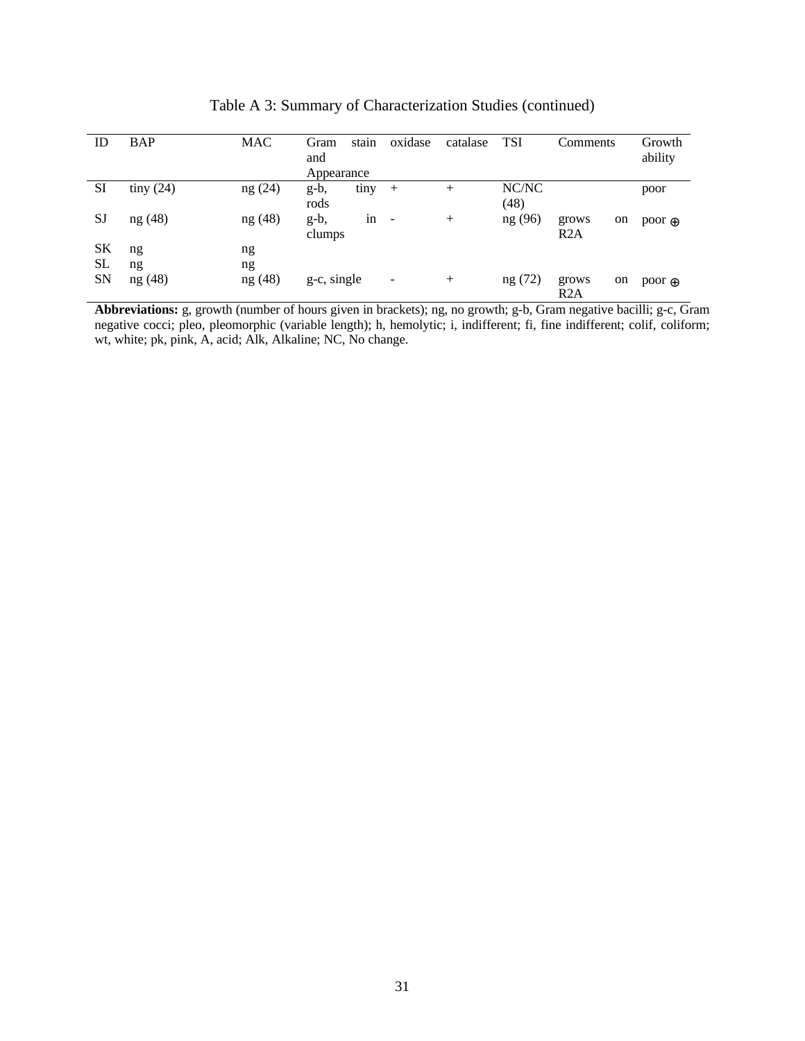Table A 3: Summary of Characterization Studies (continued)

| ID | BAP | MAC | Gram stain and Appearance | oxidase | catalase | TSI | Comments | Growth ability |
|---|---|---|---|---|---|---|---|---|
| SI | tiny (24) | ng (24) | g-b, tiny rods | + | + | NC/NC (48) | | poor |
| SJ | ng (48) | ng (48) | g-b, in clumps | - | + | ng (96) | grows on R2A | poor ⊕ |
| SK | ng | ng | | | | | | |
| SL | ng | ng | | | | | | |
| SN | ng (48) | ng (48) | g-c, single | - | + | ng (72) | grows on R2A | poor ⊕ |

**Abbreviations:** g, growth (number of hours given in brackets); ng, no growth; g-b, Gram negative bacilli; g-c, Gram negative cocci; pleo, pleomorphic (variable length); h, hemolytic; i, indifferent; fi, fine indifferent; colif, coliform; wt, white; pk, pink, A, acid; Alk, Alkaline; NC, No change.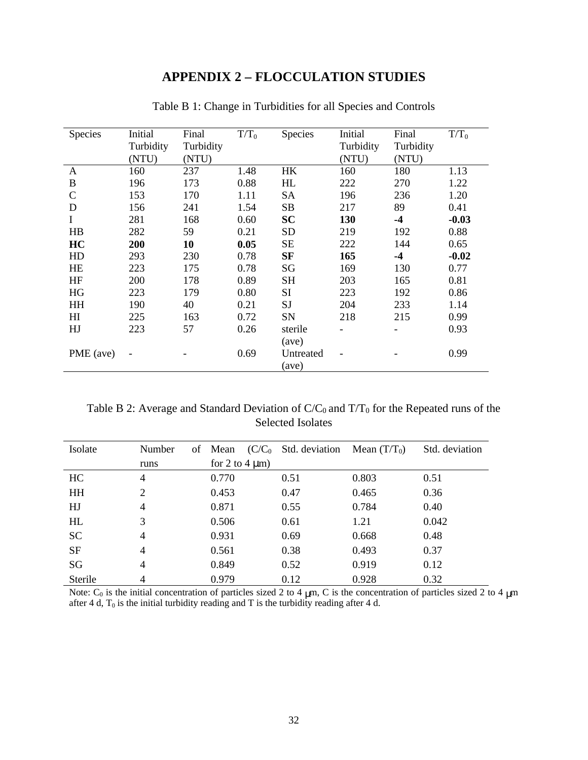# APPENDIX 2 – FLOCCULATION STUDIES

Table B 1: Change in Turbidities for all Species and Controls

| Species | Initial Turbidity (NTU) | Final Turbidity (NTU) | $T/T_0$ | Species | Initial Turbidity (NTU) | Final Turbidity (NTU) | $T/T_0$ |
|---|---|---|---|---|---|---|---|
| A | 160 | 237 | 1.48 | HK | 160 | 180 | 1.13 |
| B | 196 | 173 | 0.88 | HL | 222 | 270 | 1.22 |
| C | 153 | 170 | 1.11 | SA | 196 | 236 | 1.20 |
| D | 156 | 241 | 1.54 | SB | 217 | 89 | 0.41 |
| I | 281 | 168 | 0.60 | **SC** | **130** | **-4** | **-0.03** |
| HB | 282 | 59 | 0.21 | SD | 219 | 192 | 0.88 |
| **HC** | **200** | **10** | **0.05** | SE | 222 | 144 | 0.65 |
| HD | 293 | 230 | 0.78 | **SF** | **165** | **-4** | **-0.02** |
| HE | 223 | 175 | 0.78 | SG | 169 | 130 | 0.77 |
| HF | 200 | 178 | 0.89 | SH | 203 | 165 | 0.81 |
| HG | 223 | 179 | 0.80 | SI | 223 | 192 | 0.86 |
| HH | 190 | 40 | 0.21 | SJ | 204 | 233 | 1.14 |
| HI | 225 | 163 | 0.72 | SN | 218 | 215 | 0.99 |
| HJ | 223 | 57 | 0.26 | sterile (ave) | - | - | 0.93 |
| PME (ave) | - | - | 0.69 | Untreated (ave) | - | - | 0.99 |

Table B 2: Average and Standard Deviation of $C/C_0$ and $T/T_0$ for the Repeated runs of the Selected Isolates

| Isolate | Number of runs | Mean ($C/C_0$ for 2 to 4 μm) | Std. deviation | Mean ($T/T_0$) | Std. deviation |
|---|---|---|---|---|---|
| HC | 4 | 0.770 | 0.51 | 0.803 | 0.51 |
| HH | 2 | 0.453 | 0.47 | 0.465 | 0.36 |
| HJ | 4 | 0.871 | 0.55 | 0.784 | 0.40 |
| HL | 3 | 0.506 | 0.61 | 1.21 | 0.042 |
| SC | 4 | 0.931 | 0.69 | 0.668 | 0.48 |
| SF | 4 | 0.561 | 0.38 | 0.493 | 0.37 |
| SG | 4 | 0.849 | 0.52 | 0.919 | 0.12 |
| Sterile | 4 | 0.979 | 0.12 | 0.928 | 0.32 |

Note: $C_0$ is the initial concentration of particles sized 2 to 4 μm, C is the concentration of particles sized 2 to 4 μm after 4 d, $T_0$ is the initial turbidity reading and T is the turbidity reading after 4 d.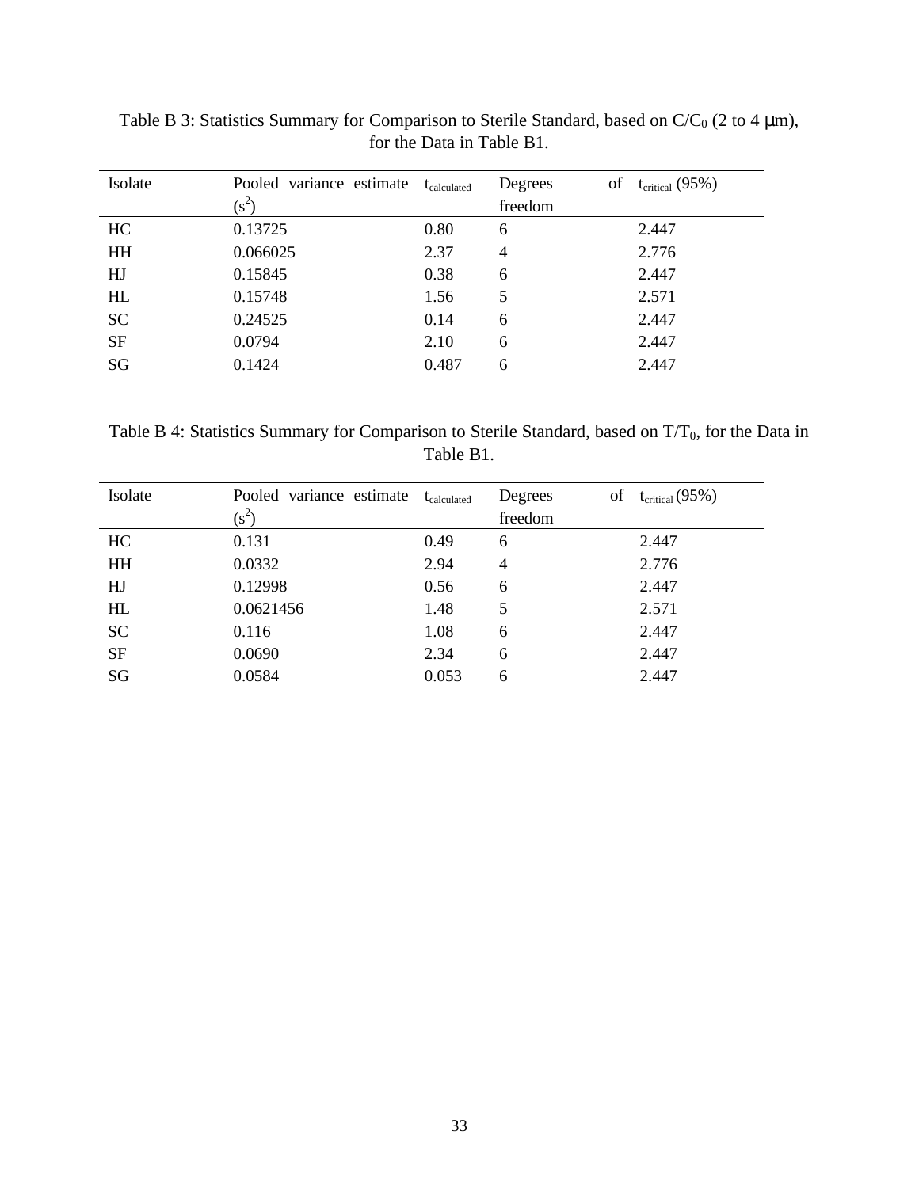Table B 3: Statistics Summary for Comparison to Sterile Standard, based on $C/C_0$ (2 to 4 μm), for the Data in Table B1.

| Isolate | Pooled variance estimate ($s^2$) | $t_{calculated}$ | Degrees of freedom | $t_{critical}$ (95%) |
|---|---|---|---|---|
| HC | 0.13725 | 0.80 | 6 | 2.447 |
| HH | 0.066025 | 2.37 | 4 | 2.776 |
| HJ | 0.15845 | 0.38 | 6 | 2.447 |
| HL | 0.15748 | 1.56 | 5 | 2.571 |
| SC | 0.24525 | 0.14 | 6 | 2.447 |
| SF | 0.0794 | 2.10 | 6 | 2.447 |
| SG | 0.1424 | 0.487 | 6 | 2.447 |

Table B 4: Statistics Summary for Comparison to Sterile Standard, based on $T/T_0$, for the Data in Table B1.

| Isolate | Pooled variance estimate ($s^2$) | $t_{calculated}$ | Degrees of freedom | $t_{critical}$ (95%) |
|---|---|---|---|---|
| HC | 0.131 | 0.49 | 6 | 2.447 |
| HH | 0.0332 | 2.94 | 4 | 2.776 |
| HJ | 0.12998 | 0.56 | 6 | 2.447 |
| HL | 0.0621456 | 1.48 | 5 | 2.571 |
| SC | 0.116 | 1.08 | 6 | 2.447 |
| SF | 0.0690 | 2.34 | 6 | 2.447 |
| SG | 0.0584 | 0.053 | 6 | 2.447 |